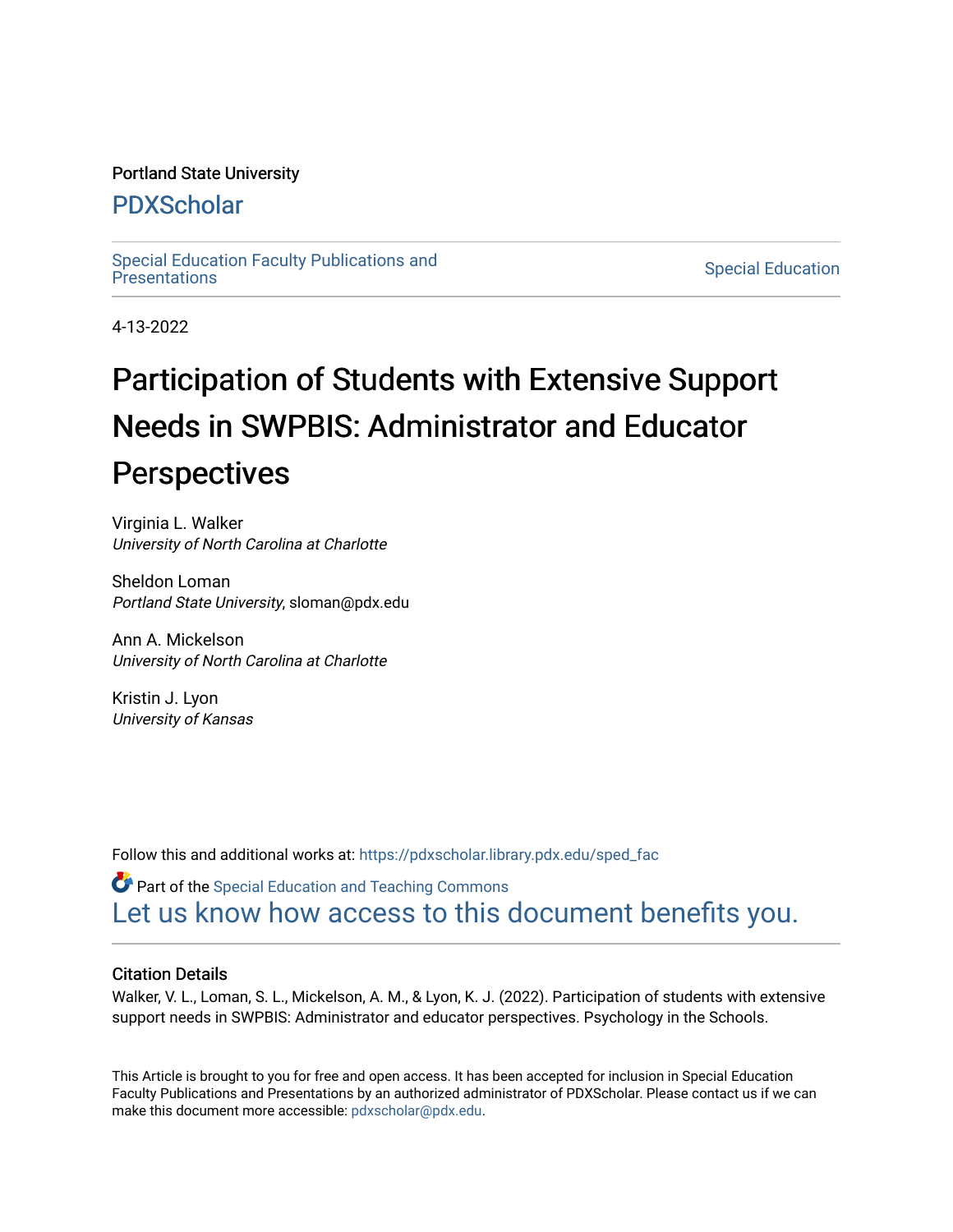Portland State University

# PDXScholar

Special Education Faculty Publications and Presentations

Special Education

4-13-2022

# Participation of Students with Extensive Support Needs in SWPBIS: Administrator and Educator Perspectives

Virginia L. Walker
*University of North Carolina at Charlotte*

Sheldon Loman
*Portland State University*, sloman@pdx.edu

Ann A. Mickelson
*University of North Carolina at Charlotte*

Kristin J. Lyon
*University of Kansas*

Follow this and additional works at: https://pdxscholar.library.pdx.edu/sped_fac

Part of the Special Education and Teaching Commons

Let us know how access to this document benefits you.

## Citation Details

Walker, V. L., Loman, S. L., Mickelson, A. M., & Lyon, K. J. (2022). Participation of students with extensive support needs in SWPBIS: Administrator and educator perspectives. Psychology in the Schools.

This Article is brought to you for free and open access. It has been accepted for inclusion in Special Education Faculty Publications and Presentations by an authorized administrator of PDXScholar. Please contact us if we can make this document more accessible: pdxscholar@pdx.edu.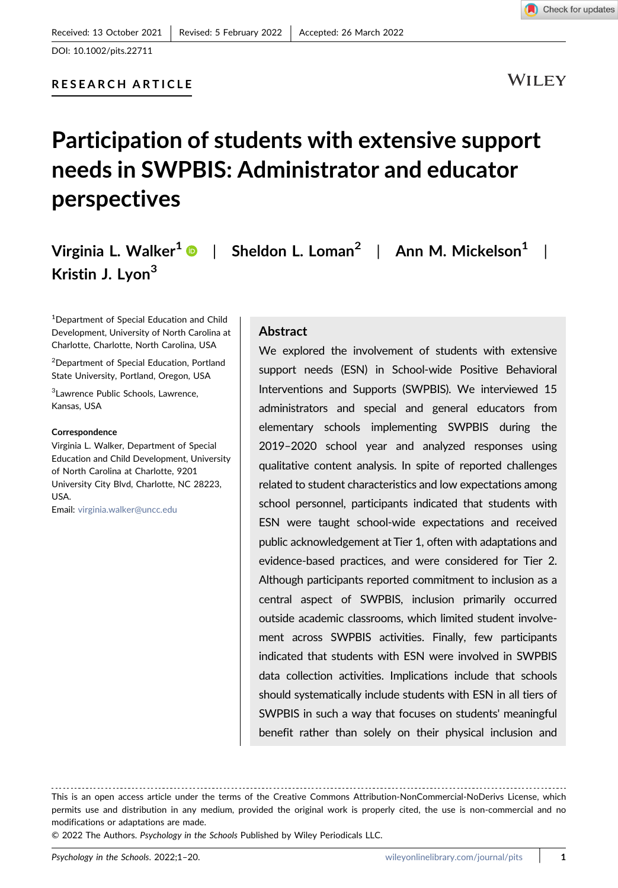Received: 13 October 2021 | Revised: 5 February 2022 | Accepted: 26 March 2022

DOI: 10.1002/pits.22711

RESEARCH ARTICLE

# Participation of students with extensive support needs in SWPBIS: Administrator and educator perspectives

Virginia L. Walker[1] | Sheldon L. Loman[2] | Ann M. Mickelson[1] | Kristin J. Lyon[3]

[1]Department of Special Education and Child Development, University of North Carolina at Charlotte, Charlotte, North Carolina, USA

[2]Department of Special Education, Portland State University, Portland, Oregon, USA

[3]Lawrence Public Schools, Lawrence, Kansas, USA

**Correspondence**

Virginia L. Walker, Department of Special Education and Child Development, University of North Carolina at Charlotte, 9201 University City Blvd, Charlotte, NC 28223, USA.

Email: virginia.walker@uncc.edu

## Abstract

We explored the involvement of students with extensive support needs (ESN) in School-wide Positive Behavioral Interventions and Supports (SWPBIS). We interviewed 15 administrators and special and general educators from elementary schools implementing SWPBIS during the 2019–2020 school year and analyzed responses using qualitative content analysis. In spite of reported challenges related to student characteristics and low expectations among school personnel, participants indicated that students with ESN were taught school-wide expectations and received public acknowledgement at Tier 1, often with adaptations and evidence-based practices, and were considered for Tier 2. Although participants reported commitment to inclusion as a central aspect of SWPBIS, inclusion primarily occurred outside academic classrooms, which limited student involvement across SWPBIS activities. Finally, few participants indicated that students with ESN were involved in SWPBIS data collection activities. Implications include that schools should systematically include students with ESN in all tiers of SWPBIS in such a way that focuses on students' meaningful benefit rather than solely on their physical inclusion and

This is an open access article under the terms of the Creative Commons Attribution-NonCommercial-NoDerivs License, which permits use and distribution in any medium, provided the original work is properly cited, the use is non-commercial and no modifications or adaptations are made.

© 2022 The Authors. *Psychology in the Schools* Published by Wiley Periodicals LLC.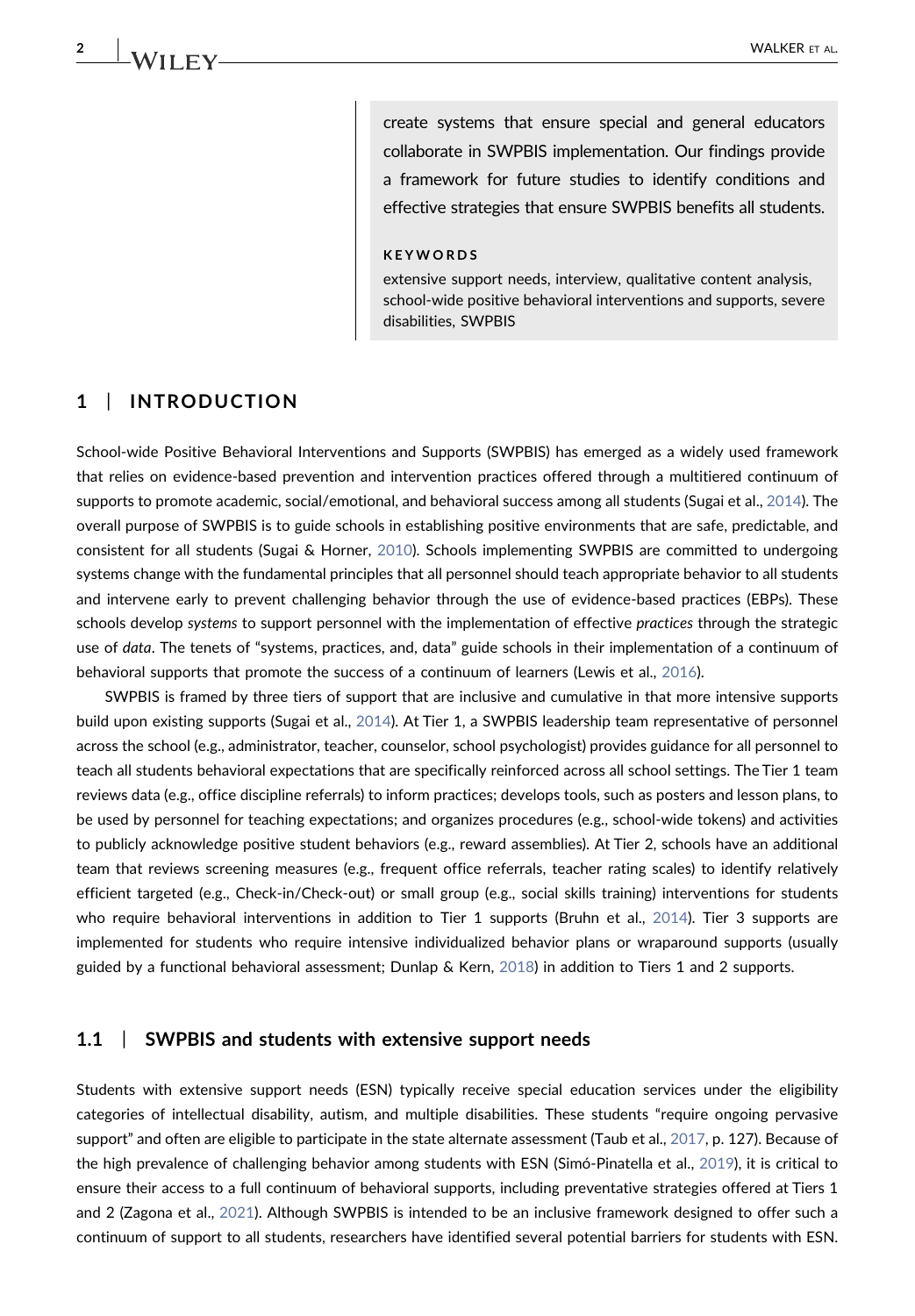create systems that ensure special and general educators collaborate in SWPBIS implementation. Our findings provide a framework for future studies to identify conditions and effective strategies that ensure SWPBIS benefits all students.

**KEYWORDS**

extensive support needs, interview, qualitative content analysis, school-wide positive behavioral interventions and supports, severe disabilities, SWPBIS

## 1 | INTRODUCTION

School-wide Positive Behavioral Interventions and Supports (SWPBIS) has emerged as a widely used framework that relies on evidence-based prevention and intervention practices offered through a multitiered continuum of supports to promote academic, social/emotional, and behavioral success among all students (Sugai et al., 2014). The overall purpose of SWPBIS is to guide schools in establishing positive environments that are safe, predictable, and consistent for all students (Sugai & Horner, 2010). Schools implementing SWPBIS are committed to undergoing systems change with the fundamental principles that all personnel should teach appropriate behavior to all students and intervene early to prevent challenging behavior through the use of evidence-based practices (EBPs). These schools develop *systems* to support personnel with the implementation of effective *practices* through the strategic use of *data*. The tenets of "systems, practices, and, data" guide schools in their implementation of a continuum of behavioral supports that promote the success of a continuum of learners (Lewis et al., 2016).

SWPBIS is framed by three tiers of support that are inclusive and cumulative in that more intensive supports build upon existing supports (Sugai et al., 2014). At Tier 1, a SWPBIS leadership team representative of personnel across the school (e.g., administrator, teacher, counselor, school psychologist) provides guidance for all personnel to teach all students behavioral expectations that are specifically reinforced across all school settings. The Tier 1 team reviews data (e.g., office discipline referrals) to inform practices; develops tools, such as posters and lesson plans, to be used by personnel for teaching expectations; and organizes procedures (e.g., school-wide tokens) and activities to publicly acknowledge positive student behaviors (e.g., reward assemblies). At Tier 2, schools have an additional team that reviews screening measures (e.g., frequent office referrals, teacher rating scales) to identify relatively efficient targeted (e.g., Check-in/Check-out) or small group (e.g., social skills training) interventions for students who require behavioral interventions in addition to Tier 1 supports (Bruhn et al., 2014). Tier 3 supports are implemented for students who require intensive individualized behavior plans or wraparound supports (usually guided by a functional behavioral assessment; Dunlap & Kern, 2018) in addition to Tiers 1 and 2 supports.

### 1.1 | SWPBIS and students with extensive support needs

Students with extensive support needs (ESN) typically receive special education services under the eligibility categories of intellectual disability, autism, and multiple disabilities. These students "require ongoing pervasive support" and often are eligible to participate in the state alternate assessment (Taub et al., 2017, p. 127). Because of the high prevalence of challenging behavior among students with ESN (Simó-Pinatella et al., 2019), it is critical to ensure their access to a full continuum of behavioral supports, including preventative strategies offered at Tiers 1 and 2 (Zagona et al., 2021). Although SWPBIS is intended to be an inclusive framework designed to offer such a continuum of support to all students, researchers have identified several potential barriers for students with ESN.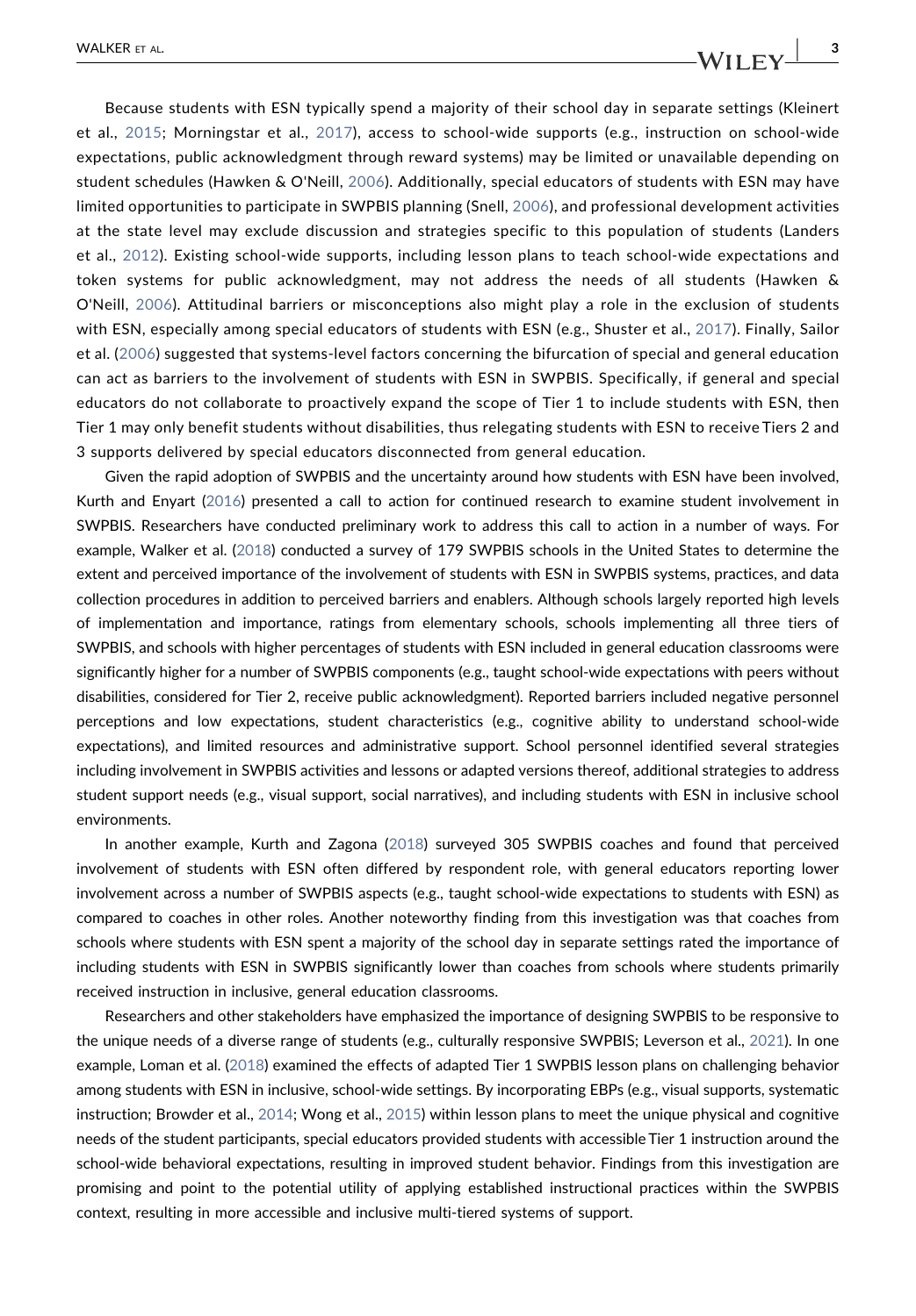Because students with ESN typically spend a majority of their school day in separate settings (Kleinert et al., 2015; Morningstar et al., 2017), access to school-wide supports (e.g., instruction on school-wide expectations, public acknowledgment through reward systems) may be limited or unavailable depending on student schedules (Hawken & O'Neill, 2006). Additionally, special educators of students with ESN may have limited opportunities to participate in SWPBIS planning (Snell, 2006), and professional development activities at the state level may exclude discussion and strategies specific to this population of students (Landers et al., 2012). Existing school-wide supports, including lesson plans to teach school-wide expectations and token systems for public acknowledgment, may not address the needs of all students (Hawken & O'Neill, 2006). Attitudinal barriers or misconceptions also might play a role in the exclusion of students with ESN, especially among special educators of students with ESN (e.g., Shuster et al., 2017). Finally, Sailor et al. (2006) suggested that systems-level factors concerning the bifurcation of special and general education can act as barriers to the involvement of students with ESN in SWPBIS. Specifically, if general and special educators do not collaborate to proactively expand the scope of Tier 1 to include students with ESN, then Tier 1 may only benefit students without disabilities, thus relegating students with ESN to receive Tiers 2 and 3 supports delivered by special educators disconnected from general education.

Given the rapid adoption of SWPBIS and the uncertainty around how students with ESN have been involved, Kurth and Enyart (2016) presented a call to action for continued research to examine student involvement in SWPBIS. Researchers have conducted preliminary work to address this call to action in a number of ways. For example, Walker et al. (2018) conducted a survey of 179 SWPBIS schools in the United States to determine the extent and perceived importance of the involvement of students with ESN in SWPBIS systems, practices, and data collection procedures in addition to perceived barriers and enablers. Although schools largely reported high levels of implementation and importance, ratings from elementary schools, schools implementing all three tiers of SWPBIS, and schools with higher percentages of students with ESN included in general education classrooms were significantly higher for a number of SWPBIS components (e.g., taught school-wide expectations with peers without disabilities, considered for Tier 2, receive public acknowledgment). Reported barriers included negative personnel perceptions and low expectations, student characteristics (e.g., cognitive ability to understand school-wide expectations), and limited resources and administrative support. School personnel identified several strategies including involvement in SWPBIS activities and lessons or adapted versions thereof, additional strategies to address student support needs (e.g., visual support, social narratives), and including students with ESN in inclusive school environments.

In another example, Kurth and Zagona (2018) surveyed 305 SWPBIS coaches and found that perceived involvement of students with ESN often differed by respondent role, with general educators reporting lower involvement across a number of SWPBIS aspects (e.g., taught school-wide expectations to students with ESN) as compared to coaches in other roles. Another noteworthy finding from this investigation was that coaches from schools where students with ESN spent a majority of the school day in separate settings rated the importance of including students with ESN in SWPBIS significantly lower than coaches from schools where students primarily received instruction in inclusive, general education classrooms.

Researchers and other stakeholders have emphasized the importance of designing SWPBIS to be responsive to the unique needs of a diverse range of students (e.g., culturally responsive SWPBIS; Leverson et al., 2021). In one example, Loman et al. (2018) examined the effects of adapted Tier 1 SWPBIS lesson plans on challenging behavior among students with ESN in inclusive, school-wide settings. By incorporating EBPs (e.g., visual supports, systematic instruction; Browder et al., 2014; Wong et al., 2015) within lesson plans to meet the unique physical and cognitive needs of the student participants, special educators provided students with accessible Tier 1 instruction around the school-wide behavioral expectations, resulting in improved student behavior. Findings from this investigation are promising and point to the potential utility of applying established instructional practices within the SWPBIS context, resulting in more accessible and inclusive multi-tiered systems of support.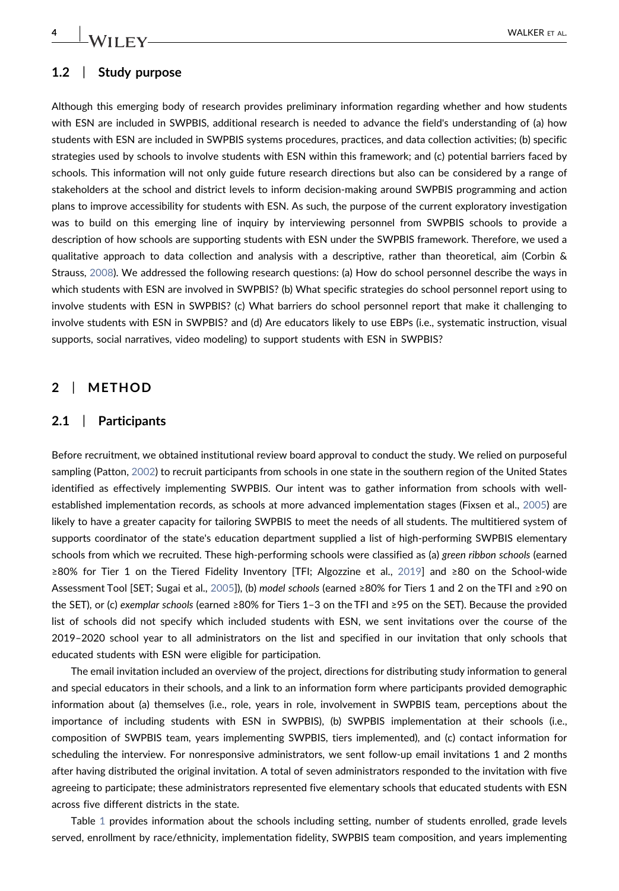## 1.2 | Study purpose

Although this emerging body of research provides preliminary information regarding whether and how students with ESN are included in SWPBIS, additional research is needed to advance the field's understanding of (a) how students with ESN are included in SWPBIS systems procedures, practices, and data collection activities; (b) specific strategies used by schools to involve students with ESN within this framework; and (c) potential barriers faced by schools. This information will not only guide future research directions but also can be considered by a range of stakeholders at the school and district levels to inform decision-making around SWPBIS programming and action plans to improve accessibility for students with ESN. As such, the purpose of the current exploratory investigation was to build on this emerging line of inquiry by interviewing personnel from SWPBIS schools to provide a description of how schools are supporting students with ESN under the SWPBIS framework. Therefore, we used a qualitative approach to data collection and analysis with a descriptive, rather than theoretical, aim (Corbin & Strauss, 2008). We addressed the following research questions: (a) How do school personnel describe the ways in which students with ESN are involved in SWPBIS? (b) What specific strategies do school personnel report using to involve students with ESN in SWPBIS? (c) What barriers do school personnel report that make it challenging to involve students with ESN in SWPBIS? and (d) Are educators likely to use EBPs (i.e., systematic instruction, visual supports, social narratives, video modeling) to support students with ESN in SWPBIS?

# 2 | METHOD

## 2.1 | Participants

Before recruitment, we obtained institutional review board approval to conduct the study. We relied on purposeful sampling (Patton, 2002) to recruit participants from schools in one state in the southern region of the United States identified as effectively implementing SWPBIS. Our intent was to gather information from schools with well-established implementation records, as schools at more advanced implementation stages (Fixsen et al., 2005) are likely to have a greater capacity for tailoring SWPBIS to meet the needs of all students. The multitiered system of supports coordinator of the state's education department supplied a list of high-performing SWPBIS elementary schools from which we recruited. These high-performing schools were classified as (a) *green ribbon schools* (earned ≥80% for Tier 1 on the Tiered Fidelity Inventory [TFI; Algozzine et al., 2019] and ≥80 on the School-wide Assessment Tool [SET; Sugai et al., 2005]), (b) *model schools* (earned ≥80% for Tiers 1 and 2 on the TFI and ≥90 on the SET), or (c) *exemplar schools* (earned ≥80% for Tiers 1–3 on the TFI and ≥95 on the SET). Because the provided list of schools did not specify which included students with ESN, we sent invitations over the course of the 2019–2020 school year to all administrators on the list and specified in our invitation that only schools that educated students with ESN were eligible for participation.

The email invitation included an overview of the project, directions for distributing study information to general and special educators in their schools, and a link to an information form where participants provided demographic information about (a) themselves (i.e., role, years in role, involvement in SWPBIS team, perceptions about the importance of including students with ESN in SWPBIS), (b) SWPBIS implementation at their schools (i.e., composition of SWPBIS team, years implementing SWPBIS, tiers implemented), and (c) contact information for scheduling the interview. For nonresponsive administrators, we sent follow-up email invitations 1 and 2 months after having distributed the original invitation. A total of seven administrators responded to the invitation with five agreeing to participate; these administrators represented five elementary schools that educated students with ESN across five different districts in the state.

Table 1 provides information about the schools including setting, number of students enrolled, grade levels served, enrollment by race/ethnicity, implementation fidelity, SWPBIS team composition, and years implementing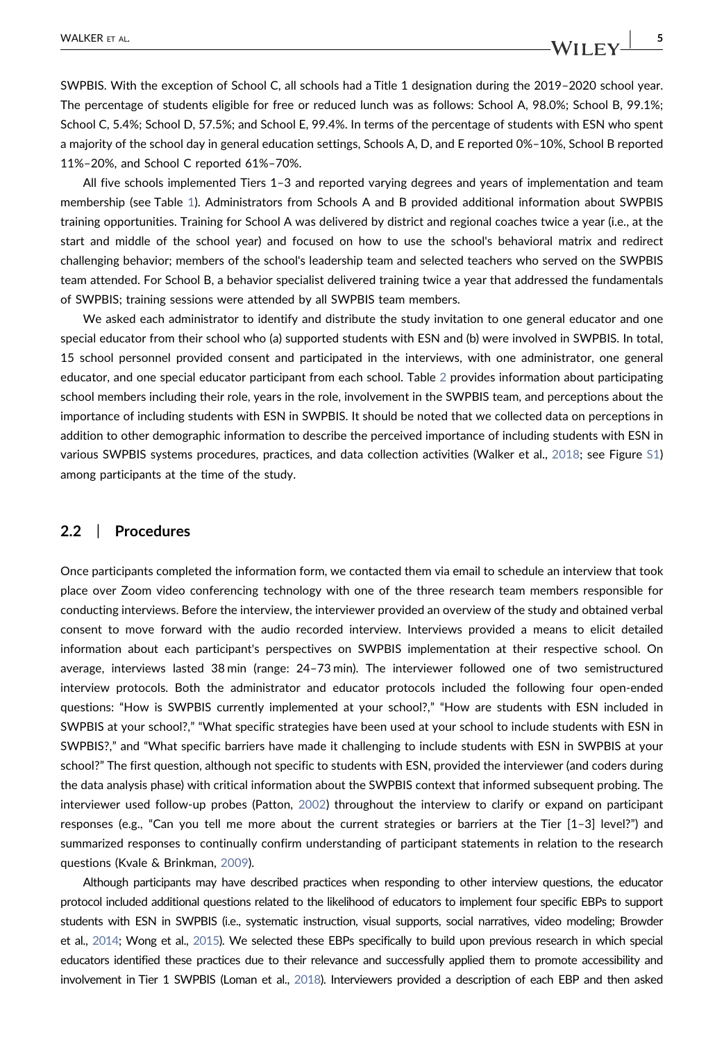SWPBIS. With the exception of School C, all schools had a Title 1 designation during the 2019–2020 school year. The percentage of students eligible for free or reduced lunch was as follows: School A, 98.0%; School B, 99.1%; School C, 5.4%; School D, 57.5%; and School E, 99.4%. In terms of the percentage of students with ESN who spent a majority of the school day in general education settings, Schools A, D, and E reported 0%–10%, School B reported 11%–20%, and School C reported 61%–70%.

All five schools implemented Tiers 1–3 and reported varying degrees and years of implementation and team membership (see Table 1). Administrators from Schools A and B provided additional information about SWPBIS training opportunities. Training for School A was delivered by district and regional coaches twice a year (i.e., at the start and middle of the school year) and focused on how to use the school's behavioral matrix and redirect challenging behavior; members of the school's leadership team and selected teachers who served on the SWPBIS team attended. For School B, a behavior specialist delivered training twice a year that addressed the fundamentals of SWPBIS; training sessions were attended by all SWPBIS team members.

We asked each administrator to identify and distribute the study invitation to one general educator and one special educator from their school who (a) supported students with ESN and (b) were involved in SWPBIS. In total, 15 school personnel provided consent and participated in the interviews, with one administrator, one general educator, and one special educator participant from each school. Table 2 provides information about participating school members including their role, years in the role, involvement in the SWPBIS team, and perceptions about the importance of including students with ESN in SWPBIS. It should be noted that we collected data on perceptions in addition to other demographic information to describe the perceived importance of including students with ESN in various SWPBIS systems procedures, practices, and data collection activities (Walker et al., 2018; see Figure S1) among participants at the time of the study.

## 2.2 | Procedures

Once participants completed the information form, we contacted them via email to schedule an interview that took place over Zoom video conferencing technology with one of the three research team members responsible for conducting interviews. Before the interview, the interviewer provided an overview of the study and obtained verbal consent to move forward with the audio recorded interview. Interviews provided a means to elicit detailed information about each participant's perspectives on SWPBIS implementation at their respective school. On average, interviews lasted 38 min (range: 24–73 min). The interviewer followed one of two semistructured interview protocols. Both the administrator and educator protocols included the following four open-ended questions: "How is SWPBIS currently implemented at your school?," "How are students with ESN included in SWPBIS at your school?," "What specific strategies have been used at your school to include students with ESN in SWPBIS?," and "What specific barriers have made it challenging to include students with ESN in SWPBIS at your school?" The first question, although not specific to students with ESN, provided the interviewer (and coders during the data analysis phase) with critical information about the SWPBIS context that informed subsequent probing. The interviewer used follow-up probes (Patton, 2002) throughout the interview to clarify or expand on participant responses (e.g., "Can you tell me more about the current strategies or barriers at the Tier [1–3] level?") and summarized responses to continually confirm understanding of participant statements in relation to the research questions (Kvale & Brinkman, 2009).

Although participants may have described practices when responding to other interview questions, the educator protocol included additional questions related to the likelihood of educators to implement four specific EBPs to support students with ESN in SWPBIS (i.e., systematic instruction, visual supports, social narratives, video modeling; Browder et al., 2014; Wong et al., 2015). We selected these EBPs specifically to build upon previous research in which special educators identified these practices due to their relevance and successfully applied them to promote accessibility and involvement in Tier 1 SWPBIS (Loman et al., 2018). Interviewers provided a description of each EBP and then asked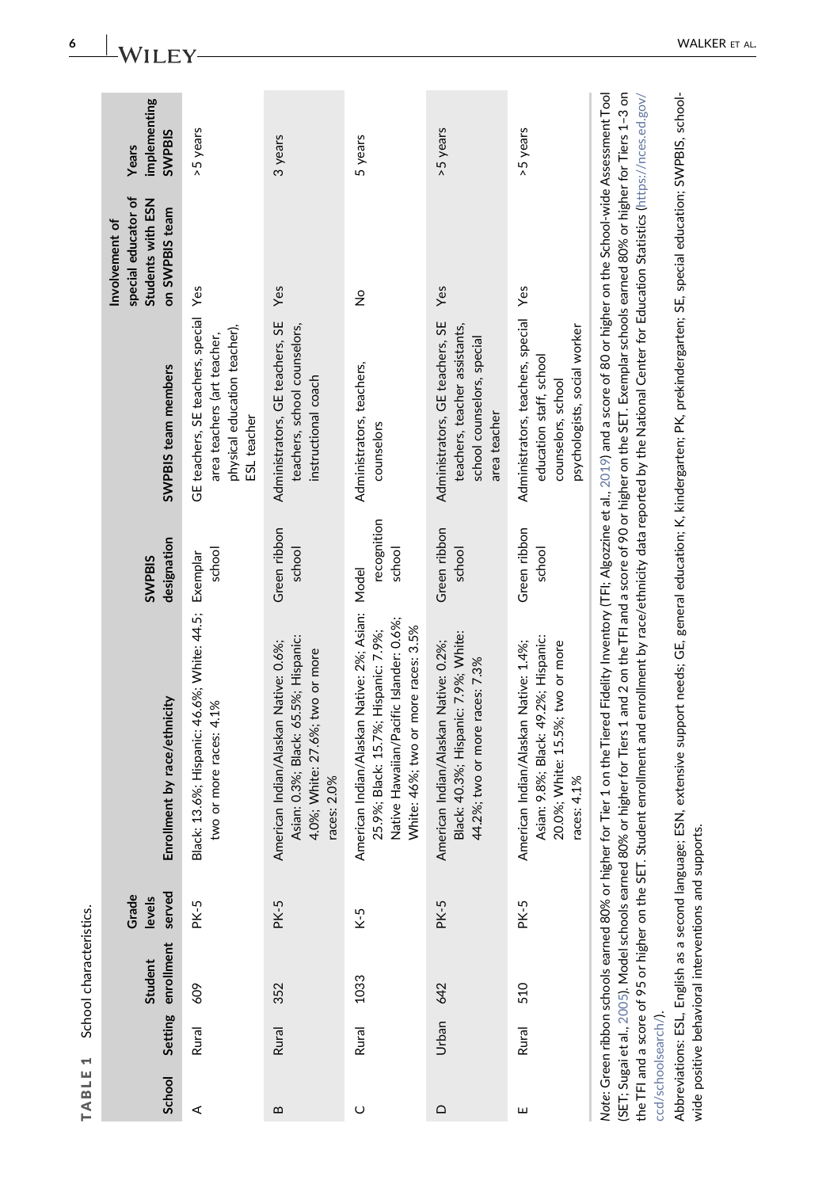**TABLE 1** School characteristics.

| School | Setting | Student enrollment | Grade levels served | Enrollment by race/ethnicity | SWPBIS designation | SWPBIS team members | Involvement of special educator of Students with ESN on SWPBIS team | Years implementing SWPBIS |
|---|---|---|---|---|---|---|---|---|
| A | Rural | 609 | PK-5 | Black: 13.6%; Hispanic: 46.6%; White: 44.5%; two or more races: 4.1% | Exemplar school | GE teachers, SE teachers, special area teachers (art teacher, physical education teacher), ESL teacher | Yes | >5 years |
| B | Rural | 352 | PK-5 | American Indian/Alaskan Native: 0.6%; Asian: 0.3%; Black: 65.5%; Hispanic: 4.0%; White: 27.6%; two or more races: 2.0% | Green ribbon school | Administrators, GE teachers, SE teachers, school counselors, instructional coach | Yes | 3 years |
| C | Rural | 1033 | K-5 | American Indian/Alaskan Native: 2%; Asian: 25.9%; Black: 15.7%; Hispanic: 7.9%; Native Hawaiian/Pacific Islander: 0.6%; White: 46%; two or more races: 3.5% | Model recognition school | Administrators, teachers, counselors | No | 5 years |
| D | Urban | 642 | PK-5 | American Indian/Alaskan Native: 0.2%; Black: 40.3%; Hispanic: 7.9%; White: 44.2%; two or more races: 7.3% | Green ribbon school | Administrators, GE teachers, SE teachers, teacher assistants, school counselors, special area teacher | Yes | >5 years |
| E | Rural | 510 | PK-5 | American Indian/Alaskan Native: 1.4%; Asian: 9.8%; Black: 49.2%; Hispanic: 20.0%; White: 15.5%; two or more races: 4.1% | Green ribbon school | Administrators, teachers, special education staff, school counselors, school psychologists, social worker | Yes | >5 years |

*Note*: Green ribbon schools earned 80% or higher for Tier 1 on the Tiered Fidelity Inventory (TFI; Algozzine et al., 2019) and a score of 80 or higher on the School-wide Assessment Tool (SET; Sugai et al., 2005). Model schools earned 80% or higher for Tiers 1 and 2 on the TFI and a score of 90 or higher on the SET. Exemplar schools earned 80% or higher for Tiers 1–3 on the TFI and a score of 95 or higher on the SET. Student enrollment and enrollment by race/ethnicity data reported by the National Center for Education Statistics (https://nces.ed.gov/ccd/schoolsearch/).

Abbreviations: ESL, English as a second language; ESN, extensive support needs; GE, general education; K, kindergarten; PK, prekindergarten; SE, special education; SWPBIS, school-wide positive behavioral interventions and supports.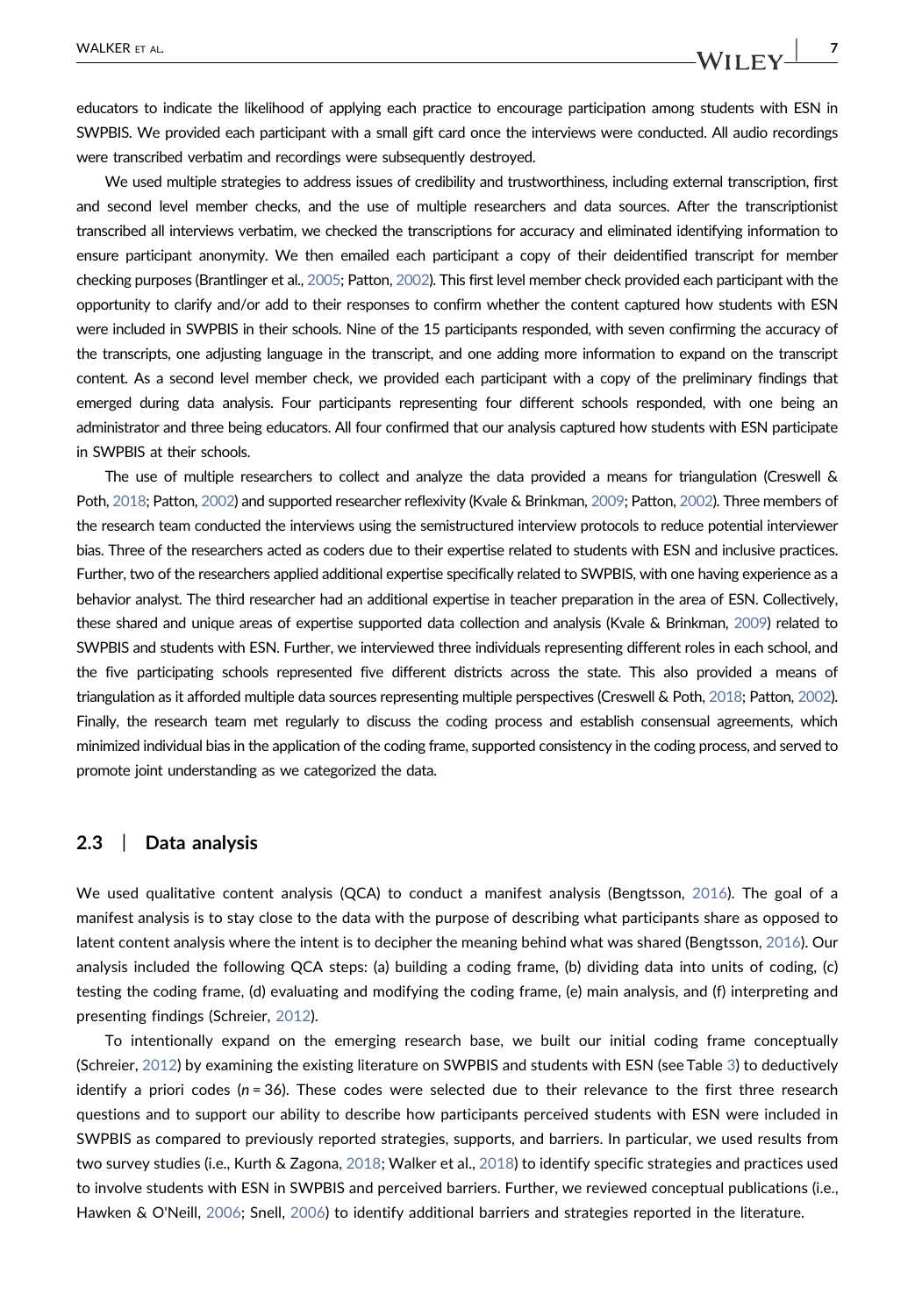educators to indicate the likelihood of applying each practice to encourage participation among students with ESN in SWPBIS. We provided each participant with a small gift card once the interviews were conducted. All audio recordings were transcribed verbatim and recordings were subsequently destroyed.

We used multiple strategies to address issues of credibility and trustworthiness, including external transcription, first and second level member checks, and the use of multiple researchers and data sources. After the transcriptionist transcribed all interviews verbatim, we checked the transcriptions for accuracy and eliminated identifying information to ensure participant anonymity. We then emailed each participant a copy of their deidentified transcript for member checking purposes (Brantlinger et al., 2005; Patton, 2002). This first level member check provided each participant with the opportunity to clarify and/or add to their responses to confirm whether the content captured how students with ESN were included in SWPBIS in their schools. Nine of the 15 participants responded, with seven confirming the accuracy of the transcripts, one adjusting language in the transcript, and one adding more information to expand on the transcript content. As a second level member check, we provided each participant with a copy of the preliminary findings that emerged during data analysis. Four participants representing four different schools responded, with one being an administrator and three being educators. All four confirmed that our analysis captured how students with ESN participate in SWPBIS at their schools.

The use of multiple researchers to collect and analyze the data provided a means for triangulation (Creswell & Poth, 2018; Patton, 2002) and supported researcher reflexivity (Kvale & Brinkman, 2009; Patton, 2002). Three members of the research team conducted the interviews using the semistructured interview protocols to reduce potential interviewer bias. Three of the researchers acted as coders due to their expertise related to students with ESN and inclusive practices. Further, two of the researchers applied additional expertise specifically related to SWPBIS, with one having experience as a behavior analyst. The third researcher had an additional expertise in teacher preparation in the area of ESN. Collectively, these shared and unique areas of expertise supported data collection and analysis (Kvale & Brinkman, 2009) related to SWPBIS and students with ESN. Further, we interviewed three individuals representing different roles in each school, and the five participating schools represented five different districts across the state. This also provided a means of triangulation as it afforded multiple data sources representing multiple perspectives (Creswell & Poth, 2018; Patton, 2002). Finally, the research team met regularly to discuss the coding process and establish consensual agreements, which minimized individual bias in the application of the coding frame, supported consistency in the coding process, and served to promote joint understanding as we categorized the data.

## 2.3 | Data analysis

We used qualitative content analysis (QCA) to conduct a manifest analysis (Bengtsson, 2016). The goal of a manifest analysis is to stay close to the data with the purpose of describing what participants share as opposed to latent content analysis where the intent is to decipher the meaning behind what was shared (Bengtsson, 2016). Our analysis included the following QCA steps: (a) building a coding frame, (b) dividing data into units of coding, (c) testing the coding frame, (d) evaluating and modifying the coding frame, (e) main analysis, and (f) interpreting and presenting findings (Schreier, 2012).

To intentionally expand on the emerging research base, we built our initial coding frame conceptually (Schreier, 2012) by examining the existing literature on SWPBIS and students with ESN (see Table 3) to deductively identify a priori codes ($n$ = 36). These codes were selected due to their relevance to the first three research questions and to support our ability to describe how participants perceived students with ESN were included in SWPBIS as compared to previously reported strategies, supports, and barriers. In particular, we used results from two survey studies (i.e., Kurth & Zagona, 2018; Walker et al., 2018) to identify specific strategies and practices used to involve students with ESN in SWPBIS and perceived barriers. Further, we reviewed conceptual publications (i.e., Hawken & O'Neill, 2006; Snell, 2006) to identify additional barriers and strategies reported in the literature.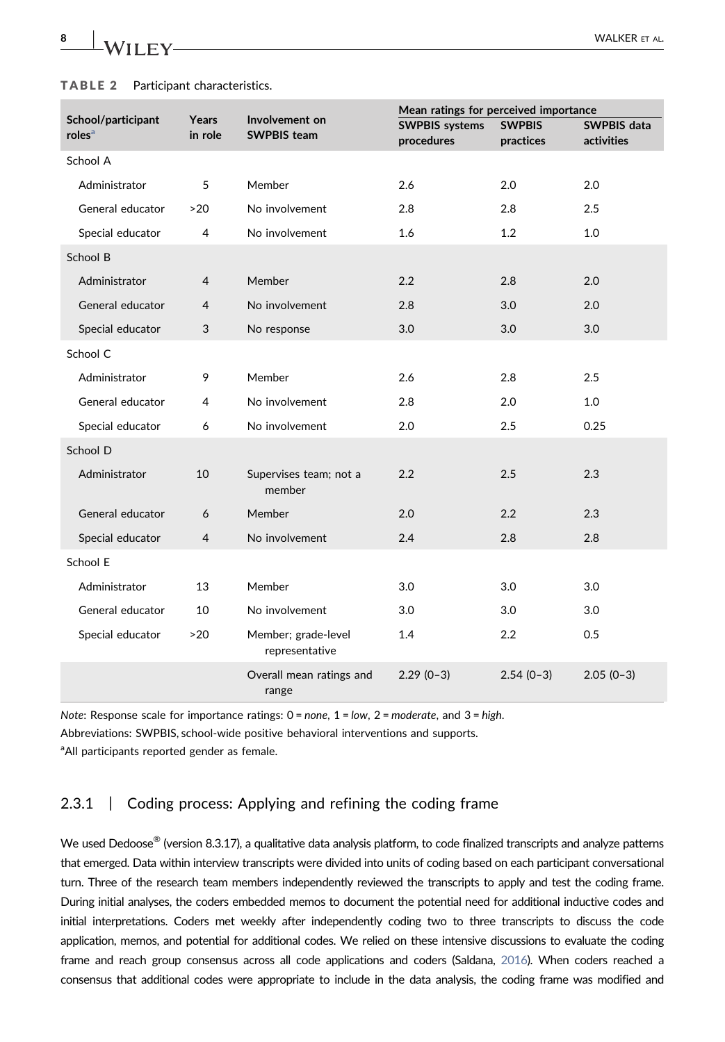**TABLE 2** Participant characteristics.

| School/participant roles[a] | Years in role | Involvement on SWPBIS team | Mean ratings for perceived importance | | |
|---|---|---|---|---|---|
| | | | SWPBIS systems procedures | SWPBIS practices | SWPBIS data activities |
| School A | | | | | |
| Administrator | 5 | Member | 2.6 | 2.0 | 2.0 |
| General educator | >20 | No involvement | 2.8 | 2.8 | 2.5 |
| Special educator | 4 | No involvement | 1.6 | 1.2 | 1.0 |
| School B | | | | | |
| Administrator | 4 | Member | 2.2 | 2.8 | 2.0 |
| General educator | 4 | No involvement | 2.8 | 3.0 | 2.0 |
| Special educator | 3 | No response | 3.0 | 3.0 | 3.0 |
| School C | | | | | |
| Administrator | 9 | Member | 2.6 | 2.8 | 2.5 |
| General educator | 4 | No involvement | 2.8 | 2.0 | 1.0 |
| Special educator | 6 | No involvement | 2.0 | 2.5 | 0.25 |
| School D | | | | | |
| Administrator | 10 | Supervises team; not a member | 2.2 | 2.5 | 2.3 |
| General educator | 6 | Member | 2.0 | 2.2 | 2.3 |
| Special educator | 4 | No involvement | 2.4 | 2.8 | 2.8 |
| School E | | | | | |
| Administrator | 13 | Member | 3.0 | 3.0 | 3.0 |
| General educator | 10 | No involvement | 3.0 | 3.0 | 3.0 |
| Special educator | >20 | Member; grade-level representative | 1.4 | 2.2 | 0.5 |
| | | Overall mean ratings and range | 2.29 (0–3) | 2.54 (0–3) | 2.05 (0–3) |

*Note*: Response scale for importance ratings: 0 = *none*, 1 = *low*, 2 = *moderate*, and 3 = *high*.

Abbreviations: SWPBIS, school-wide positive behavioral interventions and supports.

[a]All participants reported gender as female.

### 2.3.1 | Coding process: Applying and refining the coding frame

We used Dedoose® (version 8.3.17), a qualitative data analysis platform, to code finalized transcripts and analyze patterns that emerged. Data within interview transcripts were divided into units of coding based on each participant conversational turn. Three of the research team members independently reviewed the transcripts to apply and test the coding frame. During initial analyses, the coders embedded memos to document the potential need for additional inductive codes and initial interpretations. Coders met weekly after independently coding two to three transcripts to discuss the code application, memos, and potential for additional codes. We relied on these intensive discussions to evaluate the coding frame and reach group consensus across all code applications and coders (Saldana, 2016). When coders reached a consensus that additional codes were appropriate to include in the data analysis, the coding frame was modified and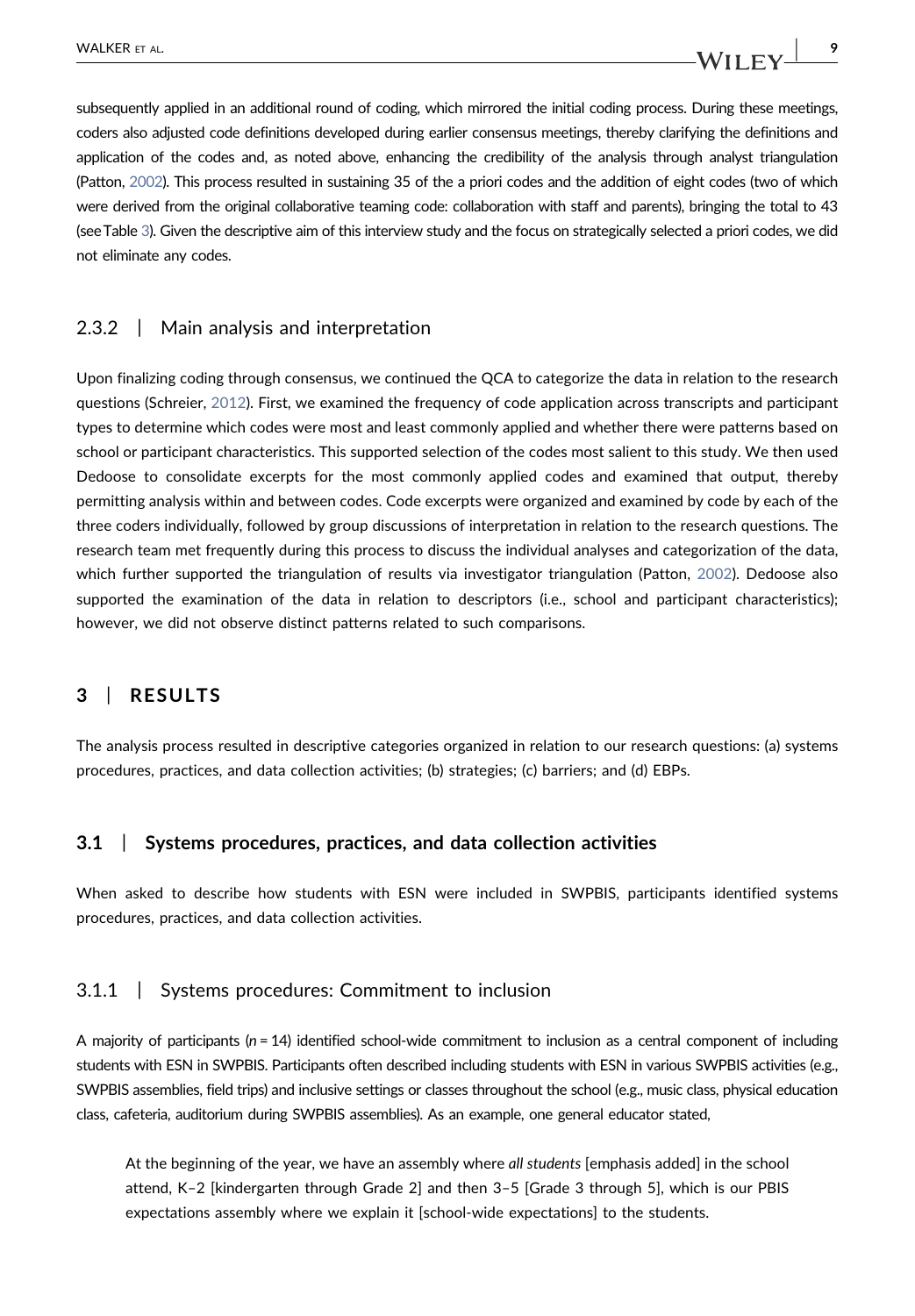subsequently applied in an additional round of coding, which mirrored the initial coding process. During these meetings, coders also adjusted code definitions developed during earlier consensus meetings, thereby clarifying the definitions and application of the codes and, as noted above, enhancing the credibility of the analysis through analyst triangulation (Patton, 2002). This process resulted in sustaining 35 of the a priori codes and the addition of eight codes (two of which were derived from the original collaborative teaming code: collaboration with staff and parents), bringing the total to 43 (see Table 3). Given the descriptive aim of this interview study and the focus on strategically selected a priori codes, we did not eliminate any codes.

### 2.3.2 | Main analysis and interpretation

Upon finalizing coding through consensus, we continued the QCA to categorize the data in relation to the research questions (Schreier, 2012). First, we examined the frequency of code application across transcripts and participant types to determine which codes were most and least commonly applied and whether there were patterns based on school or participant characteristics. This supported selection of the codes most salient to this study. We then used Dedoose to consolidate excerpts for the most commonly applied codes and examined that output, thereby permitting analysis within and between codes. Code excerpts were organized and examined by code by each of the three coders individually, followed by group discussions of interpretation in relation to the research questions. The research team met frequently during this process to discuss the individual analyses and categorization of the data, which further supported the triangulation of results via investigator triangulation (Patton, 2002). Dedoose also supported the examination of the data in relation to descriptors (i.e., school and participant characteristics); however, we did not observe distinct patterns related to such comparisons.

## 3 | RESULTS

The analysis process resulted in descriptive categories organized in relation to our research questions: (a) systems procedures, practices, and data collection activities; (b) strategies; (c) barriers; and (d) EBPs.

### 3.1 | Systems procedures, practices, and data collection activities

When asked to describe how students with ESN were included in SWPBIS, participants identified systems procedures, practices, and data collection activities.

### 3.1.1 | Systems procedures: Commitment to inclusion

A majority of participants (*n* = 14) identified school-wide commitment to inclusion as a central component of including students with ESN in SWPBIS. Participants often described including students with ESN in various SWPBIS activities (e.g., SWPBIS assemblies, field trips) and inclusive settings or classes throughout the school (e.g., music class, physical education class, cafeteria, auditorium during SWPBIS assemblies). As an example, one general educator stated,

> At the beginning of the year, we have an assembly where *all students* [emphasis added] in the school attend, K–2 [kindergarten through Grade 2] and then 3–5 [Grade 3 through 5], which is our PBIS expectations assembly where we explain it [school-wide expectations] to the students.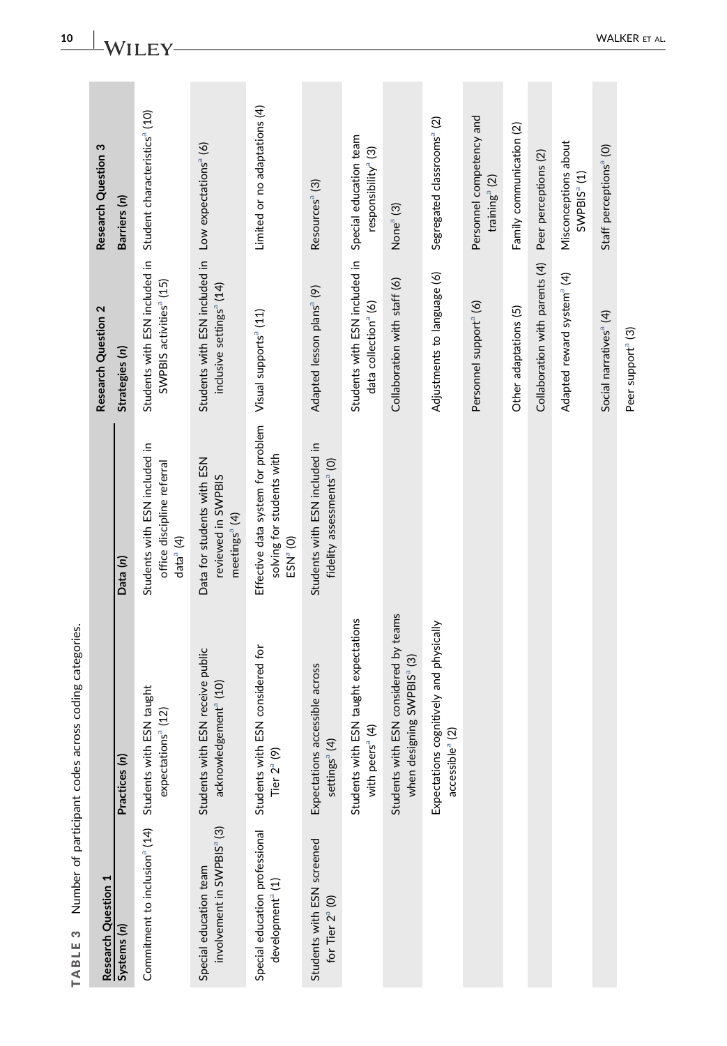**TABLE 3** Number of participant codes across coding categories.

| Research Question 1 | | | Research Question 2 | Research Question 3 |
|---|---|---|---|---|
| Systems (n) | Practices (n) | Data (n) | Strategies (n) | Barriers (n) |
| Commitment to inclusion[a] (14) | Students with ESN taught expectations[a] (12) | Students with ESN included in office discipline referral data[a] (4) | Students with ESN included in SWPBIS activities[a] (15) | Student characteristics[a] (10) |
| Special education team involvement in SWPBIS[a] (3) | Students with ESN receive public acknowledgement[a] (10) | Data for students with ESN reviewed in SWPBIS meetings[a] (4) | Students with ESN included in inclusive settings[a] (14) | Low expectations[a] (6) |
| Special education professional development[a] (1) | Students with ESN considered for Tier 2[a] (9) | Effective data system for problem solving for students with ESN[a] (0) | Visual supports[a] (11) | Limited or no adaptations (4) |
| Students with ESN screened for Tier 2[a] (0) | Expectations accessible across settings[a] (4) | Students with ESN included in fidelity assessments[a] (0) | Adapted lesson plans[a] (9) | Resources[a] (3) |
| | Students with ESN taught expectations with peers[a] (4) | | Students with ESN included in data collection[a] (6) | Special education team responsibility[a] (3) |
| | Students with ESN considered by teams when designing SWPBIS[a] (3) | | Collaboration with staff (6) | None[a] (3) |
| | Expectations cognitively and physically accessible[a] (2) | | Adjustments to language (6) | Segregated classrooms[a] (2) |
| | | | Personnel support[a] (6) | Personnel competency and training[a] (2) |
| | | | Other adaptations (5) | Family communication (2) |
| | | | Collaboration with parents (4) | Peer perceptions (2) |
| | | | Adapted reward system[a] (4) | Misconceptions about SWPBIS[a] (1) |
| | | | Social narratives[a] (4) | Staff perceptions[a] (0) |
| | | | Peer support[a] (3) | |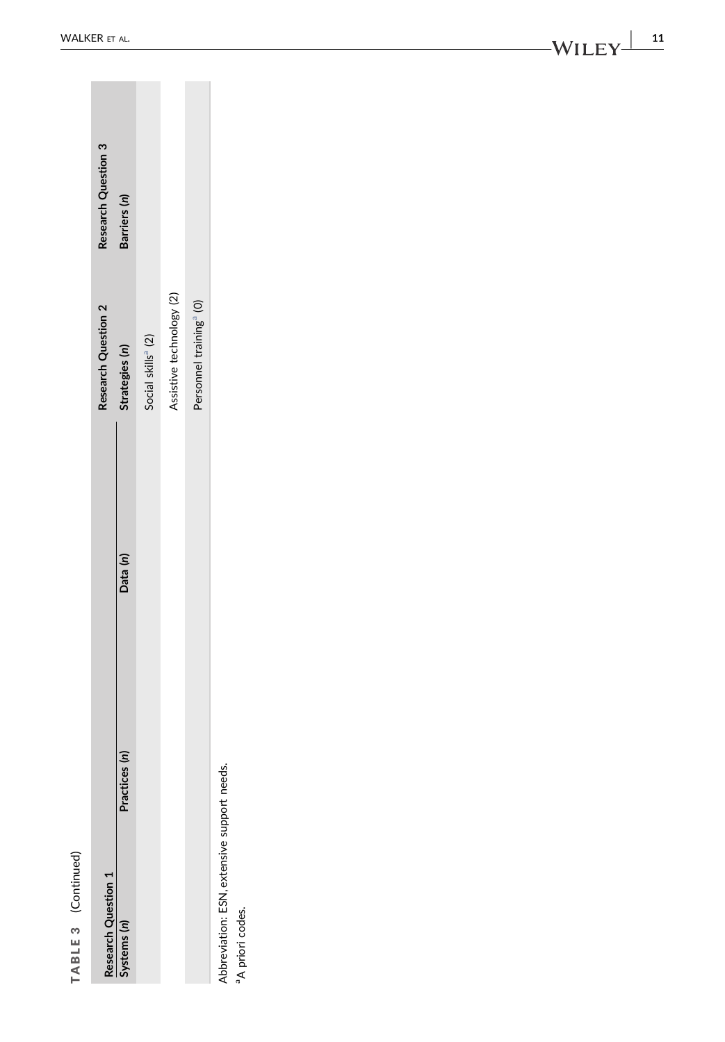**TABLE 3** (Continued)

| Research Question 1 | | | Research Question 2 | Research Question 3 |
|---|---|---|---|---|
| Systems (*n*) | Practices (*n*) | Data (*n*) | Strategies (*n*) | Barriers (*n*) |
| | | | Social skills[a] (2) | |
| | | | Assistive technology (2) | |
| | | | Personnel training[a] (0) | |

Abbreviation: ESN, extensive support needs.

[a]A priori codes.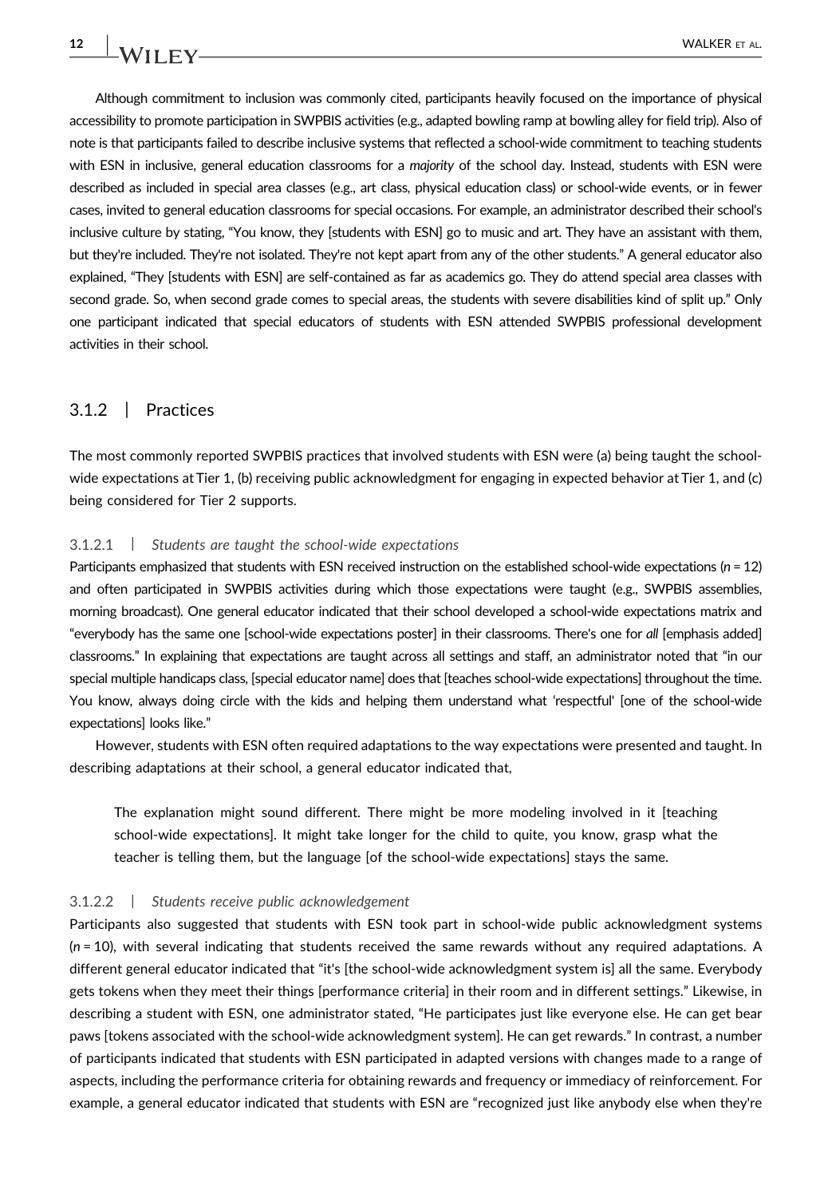Although commitment to inclusion was commonly cited, participants heavily focused on the importance of physical accessibility to promote participation in SWPBIS activities (e.g., adapted bowling ramp at bowling alley for field trip). Also of note is that participants failed to describe inclusive systems that reflected a school-wide commitment to teaching students with ESN in inclusive, general education classrooms for a *majority* of the school day. Instead, students with ESN were described as included in special area classes (e.g., art class, physical education class) or school-wide events, or in fewer cases, invited to general education classrooms for special occasions. For example, an administrator described their school's inclusive culture by stating, "You know, they [students with ESN] go to music and art. They have an assistant with them, but they're included. They're not isolated. They're not kept apart from any of the other students." A general educator also explained, "They [students with ESN] are self-contained as far as academics go. They do attend special area classes with second grade. So, when second grade comes to special areas, the students with severe disabilities kind of split up." Only one participant indicated that special educators of students with ESN attended SWPBIS professional development activities in their school.

### 3.1.2 | Practices

The most commonly reported SWPBIS practices that involved students with ESN were (a) being taught the school-wide expectations at Tier 1, (b) receiving public acknowledgment for engaging in expected behavior at Tier 1, and (c) being considered for Tier 2 supports.

#### 3.1.2.1 | *Students are taught the school-wide expectations*

Participants emphasized that students with ESN received instruction on the established school-wide expectations (*n* = 12) and often participated in SWPBIS activities during which those expectations were taught (e.g., SWPBIS assemblies, morning broadcast). One general educator indicated that their school developed a school-wide expectations matrix and "everybody has the same one [school-wide expectations poster] in their classrooms. There's one for *all* [emphasis added] classrooms." In explaining that expectations are taught across all settings and staff, an administrator noted that "in our special multiple handicaps class, [special educator name] does that [teaches school-wide expectations] throughout the time. You know, always doing circle with the kids and helping them understand what 'respectful' [one of the school-wide expectations] looks like."

However, students with ESN often required adaptations to the way expectations were presented and taught. In describing adaptations at their school, a general educator indicated that,

> The explanation might sound different. There might be more modeling involved in it [teaching school-wide expectations]. It might take longer for the child to quite, you know, grasp what the teacher is telling them, but the language [of the school-wide expectations] stays the same.

#### 3.1.2.2 | *Students receive public acknowledgement*

Participants also suggested that students with ESN took part in school-wide public acknowledgment systems (*n* = 10), with several indicating that students received the same rewards without any required adaptations. A different general educator indicated that "it's [the school-wide acknowledgment system is] all the same. Everybody gets tokens when they meet their things [performance criteria] in their room and in different settings." Likewise, in describing a student with ESN, one administrator stated, "He participates just like everyone else. He can get bear paws [tokens associated with the school-wide acknowledgment system]. He can get rewards." In contrast, a number of participants indicated that students with ESN participated in adapted versions with changes made to a range of aspects, including the performance criteria for obtaining rewards and frequency or immediacy of reinforcement. For example, a general educator indicated that students with ESN are "recognized just like anybody else when they're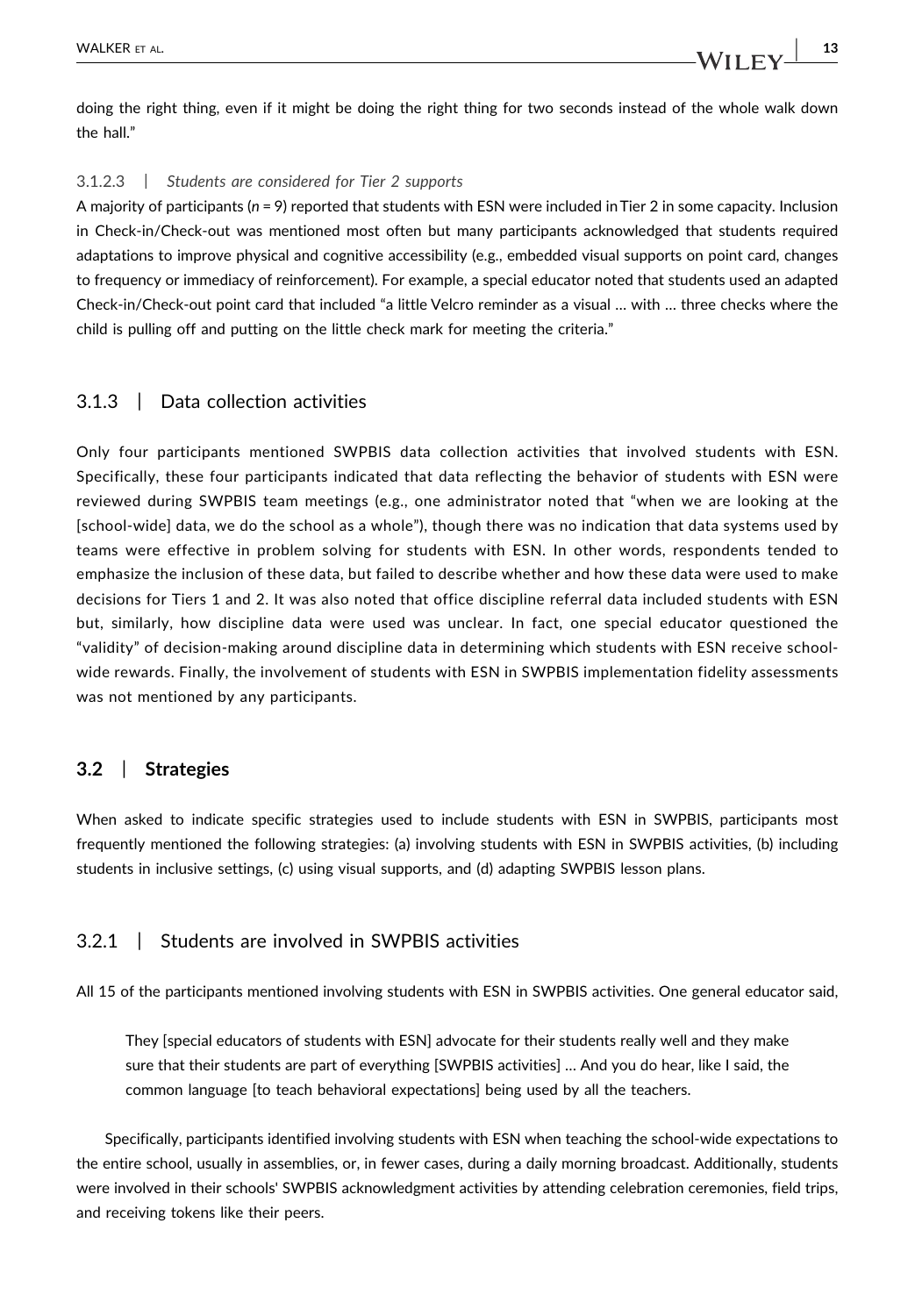doing the right thing, even if it might be doing the right thing for two seconds instead of the whole walk down the hall."

#### 3.1.2.3 | *Students are considered for Tier 2 supports*

A majority of participants (*n* = 9) reported that students with ESN were included in Tier 2 in some capacity. Inclusion in Check-in/Check-out was mentioned most often but many participants acknowledged that students required adaptations to improve physical and cognitive accessibility (e.g., embedded visual supports on point card, changes to frequency or immediacy of reinforcement). For example, a special educator noted that students used an adapted Check-in/Check-out point card that included "a little Velcro reminder as a visual … with … three checks where the child is pulling off and putting on the little check mark for meeting the criteria."

### 3.1.3 | Data collection activities

Only four participants mentioned SWPBIS data collection activities that involved students with ESN. Specifically, these four participants indicated that data reflecting the behavior of students with ESN were reviewed during SWPBIS team meetings (e.g., one administrator noted that "when we are looking at the [school-wide] data, we do the school as a whole"), though there was no indication that data systems used by teams were effective in problem solving for students with ESN. In other words, respondents tended to emphasize the inclusion of these data, but failed to describe whether and how these data were used to make decisions for Tiers 1 and 2. It was also noted that office discipline referral data included students with ESN but, similarly, how discipline data were used was unclear. In fact, one special educator questioned the "validity" of decision-making around discipline data in determining which students with ESN receive school-wide rewards. Finally, the involvement of students with ESN in SWPBIS implementation fidelity assessments was not mentioned by any participants.

## 3.2 | Strategies

When asked to indicate specific strategies used to include students with ESN in SWPBIS, participants most frequently mentioned the following strategies: (a) involving students with ESN in SWPBIS activities, (b) including students in inclusive settings, (c) using visual supports, and (d) adapting SWPBIS lesson plans.

### 3.2.1 | Students are involved in SWPBIS activities

All 15 of the participants mentioned involving students with ESN in SWPBIS activities. One general educator said,

> They [special educators of students with ESN] advocate for their students really well and they make sure that their students are part of everything [SWPBIS activities] … And you do hear, like I said, the common language [to teach behavioral expectations] being used by all the teachers.

Specifically, participants identified involving students with ESN when teaching the school-wide expectations to the entire school, usually in assemblies, or, in fewer cases, during a daily morning broadcast. Additionally, students were involved in their schools' SWPBIS acknowledgment activities by attending celebration ceremonies, field trips, and receiving tokens like their peers.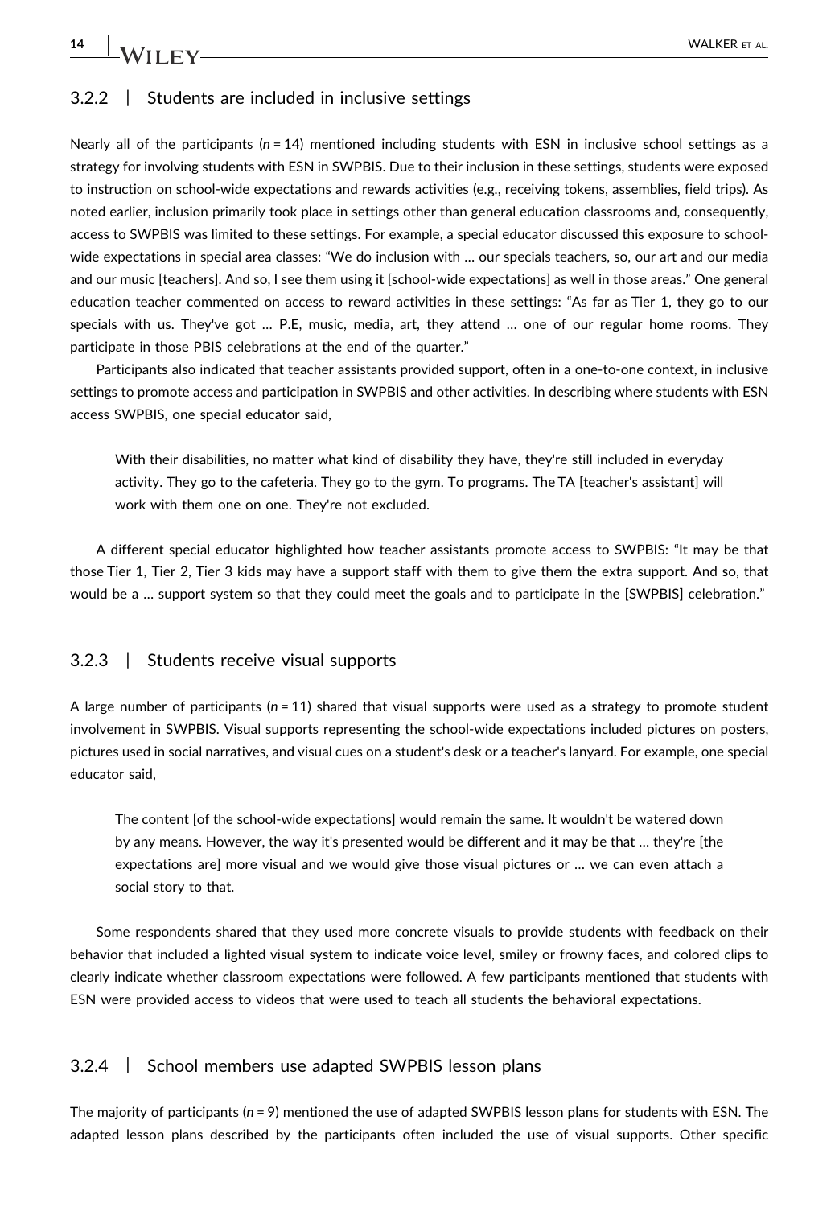### 3.2.2 | Students are included in inclusive settings

Nearly all of the participants (*n* = 14) mentioned including students with ESN in inclusive school settings as a strategy for involving students with ESN in SWPBIS. Due to their inclusion in these settings, students were exposed to instruction on school-wide expectations and rewards activities (e.g., receiving tokens, assemblies, field trips). As noted earlier, inclusion primarily took place in settings other than general education classrooms and, consequently, access to SWPBIS was limited to these settings. For example, a special educator discussed this exposure to school-wide expectations in special area classes: "We do inclusion with … our specials teachers, so, our art and our media and our music [teachers]. And so, I see them using it [school-wide expectations] as well in those areas." One general education teacher commented on access to reward activities in these settings: "As far as Tier 1, they go to our specials with us. They've got … P.E, music, media, art, they attend … one of our regular home rooms. They participate in those PBIS celebrations at the end of the quarter."

Participants also indicated that teacher assistants provided support, often in a one-to-one context, in inclusive settings to promote access and participation in SWPBIS and other activities. In describing where students with ESN access SWPBIS, one special educator said,

> With their disabilities, no matter what kind of disability they have, they're still included in everyday activity. They go to the cafeteria. They go to the gym. To programs. The TA [teacher's assistant] will work with them one on one. They're not excluded.

A different special educator highlighted how teacher assistants promote access to SWPBIS: "It may be that those Tier 1, Tier 2, Tier 3 kids may have a support staff with them to give them the extra support. And so, that would be a … support system so that they could meet the goals and to participate in the [SWPBIS] celebration."

### 3.2.3 | Students receive visual supports

A large number of participants (*n* = 11) shared that visual supports were used as a strategy to promote student involvement in SWPBIS. Visual supports representing the school-wide expectations included pictures on posters, pictures used in social narratives, and visual cues on a student's desk or a teacher's lanyard. For example, one special educator said,

> The content [of the school-wide expectations] would remain the same. It wouldn't be watered down by any means. However, the way it's presented would be different and it may be that … they're [the expectations are] more visual and we would give those visual pictures or … we can even attach a social story to that.

Some respondents shared that they used more concrete visuals to provide students with feedback on their behavior that included a lighted visual system to indicate voice level, smiley or frowny faces, and colored clips to clearly indicate whether classroom expectations were followed. A few participants mentioned that students with ESN were provided access to videos that were used to teach all students the behavioral expectations.

### 3.2.4 | School members use adapted SWPBIS lesson plans

The majority of participants (*n* = 9) mentioned the use of adapted SWPBIS lesson plans for students with ESN. The adapted lesson plans described by the participants often included the use of visual supports. Other specific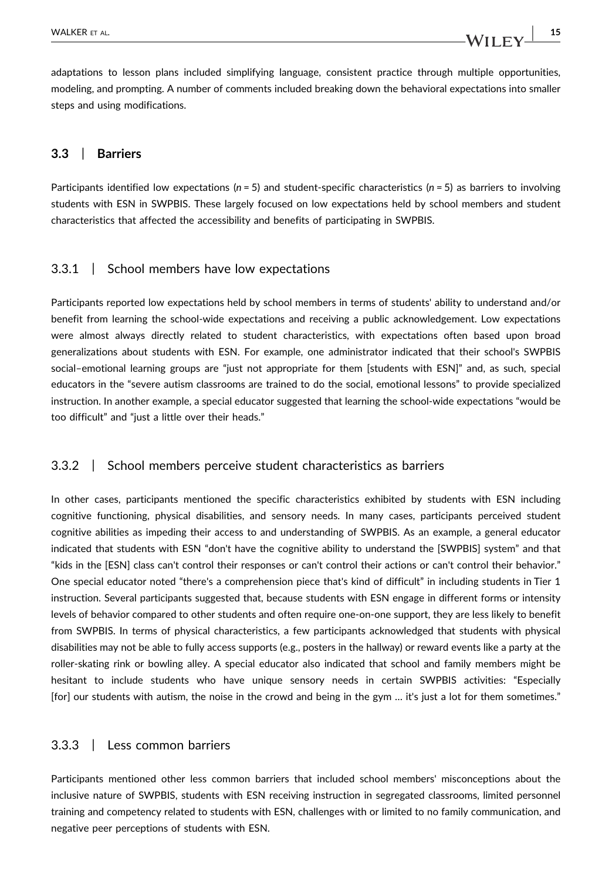adaptations to lesson plans included simplifying language, consistent practice through multiple opportunities, modeling, and prompting. A number of comments included breaking down the behavioral expectations into smaller steps and using modifications.

## 3.3 | Barriers

Participants identified low expectations (*n* = 5) and student-specific characteristics (*n* = 5) as barriers to involving students with ESN in SWPBIS. These largely focused on low expectations held by school members and student characteristics that affected the accessibility and benefits of participating in SWPBIS.

### 3.3.1 | School members have low expectations

Participants reported low expectations held by school members in terms of students' ability to understand and/or benefit from learning the school-wide expectations and receiving a public acknowledgement. Low expectations were almost always directly related to student characteristics, with expectations often based upon broad generalizations about students with ESN. For example, one administrator indicated that their school's SWPBIS social–emotional learning groups are "just not appropriate for them [students with ESN]" and, as such, special educators in the "severe autism classrooms are trained to do the social, emotional lessons" to provide specialized instruction. In another example, a special educator suggested that learning the school-wide expectations "would be too difficult" and "just a little over their heads."

### 3.3.2 | School members perceive student characteristics as barriers

In other cases, participants mentioned the specific characteristics exhibited by students with ESN including cognitive functioning, physical disabilities, and sensory needs. In many cases, participants perceived student cognitive abilities as impeding their access to and understanding of SWPBIS. As an example, a general educator indicated that students with ESN "don't have the cognitive ability to understand the [SWPBIS] system" and that "kids in the [ESN] class can't control their responses or can't control their actions or can't control their behavior." One special educator noted "there's a comprehension piece that's kind of difficult" in including students in Tier 1 instruction. Several participants suggested that, because students with ESN engage in different forms or intensity levels of behavior compared to other students and often require one-on-one support, they are less likely to benefit from SWPBIS. In terms of physical characteristics, a few participants acknowledged that students with physical disabilities may not be able to fully access supports (e.g., posters in the hallway) or reward events like a party at the roller-skating rink or bowling alley. A special educator also indicated that school and family members might be hesitant to include students who have unique sensory needs in certain SWPBIS activities: "Especially [for] our students with autism, the noise in the crowd and being in the gym … it's just a lot for them sometimes."

### 3.3.3 | Less common barriers

Participants mentioned other less common barriers that included school members' misconceptions about the inclusive nature of SWPBIS, students with ESN receiving instruction in segregated classrooms, limited personnel training and competency related to students with ESN, challenges with or limited to no family communication, and negative peer perceptions of students with ESN.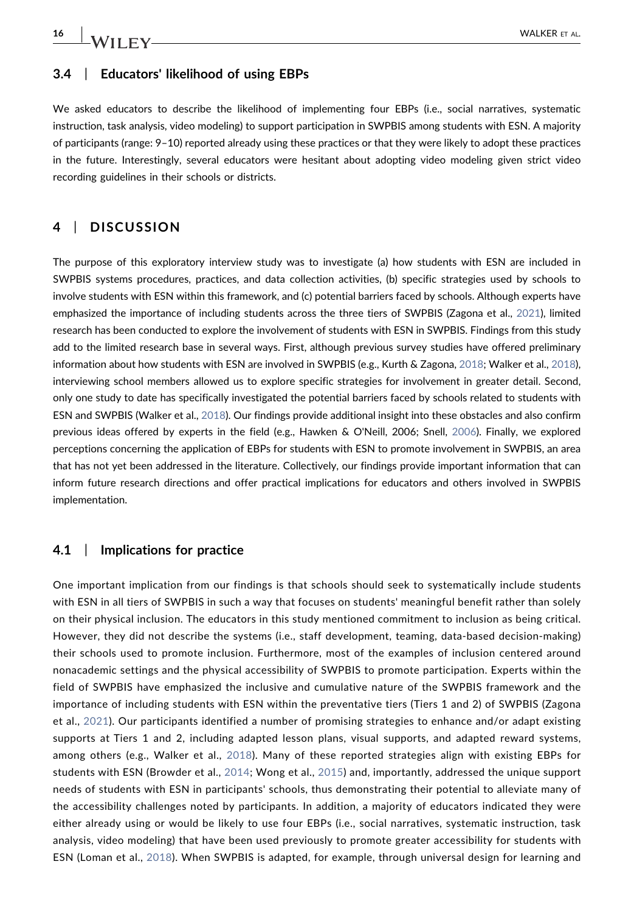### 3.4 | Educators' likelihood of using EBPs

We asked educators to describe the likelihood of implementing four EBPs (i.e., social narratives, systematic instruction, task analysis, video modeling) to support participation in SWPBIS among students with ESN. A majority of participants (range: 9–10) reported already using these practices or that they were likely to adopt these practices in the future. Interestingly, several educators were hesitant about adopting video modeling given strict video recording guidelines in their schools or districts.

## 4 | DISCUSSION

The purpose of this exploratory interview study was to investigate (a) how students with ESN are included in SWPBIS systems procedures, practices, and data collection activities, (b) specific strategies used by schools to involve students with ESN within this framework, and (c) potential barriers faced by schools. Although experts have emphasized the importance of including students across the three tiers of SWPBIS (Zagona et al., 2021), limited research has been conducted to explore the involvement of students with ESN in SWPBIS. Findings from this study add to the limited research base in several ways. First, although previous survey studies have offered preliminary information about how students with ESN are involved in SWPBIS (e.g., Kurth & Zagona, 2018; Walker et al., 2018), interviewing school members allowed us to explore specific strategies for involvement in greater detail. Second, only one study to date has specifically investigated the potential barriers faced by schools related to students with ESN and SWPBIS (Walker et al., 2018). Our findings provide additional insight into these obstacles and also confirm previous ideas offered by experts in the field (e.g., Hawken & O'Neill, 2006; Snell, 2006). Finally, we explored perceptions concerning the application of EBPs for students with ESN to promote involvement in SWPBIS, an area that has not yet been addressed in the literature. Collectively, our findings provide important information that can inform future research directions and offer practical implications for educators and others involved in SWPBIS implementation.

### 4.1 | Implications for practice

One important implication from our findings is that schools should seek to systematically include students with ESN in all tiers of SWPBIS in such a way that focuses on students' meaningful benefit rather than solely on their physical inclusion. The educators in this study mentioned commitment to inclusion as being critical. However, they did not describe the systems (i.e., staff development, teaming, data-based decision-making) their schools used to promote inclusion. Furthermore, most of the examples of inclusion centered around nonacademic settings and the physical accessibility of SWPBIS to promote participation. Experts within the field of SWPBIS have emphasized the inclusive and cumulative nature of the SWPBIS framework and the importance of including students with ESN within the preventative tiers (Tiers 1 and 2) of SWPBIS (Zagona et al., 2021). Our participants identified a number of promising strategies to enhance and/or adapt existing supports at Tiers 1 and 2, including adapted lesson plans, visual supports, and adapted reward systems, among others (e.g., Walker et al., 2018). Many of these reported strategies align with existing EBPs for students with ESN (Browder et al., 2014; Wong et al., 2015) and, importantly, addressed the unique support needs of students with ESN in participants' schools, thus demonstrating their potential to alleviate many of the accessibility challenges noted by participants. In addition, a majority of educators indicated they were either already using or would be likely to use four EBPs (i.e., social narratives, systematic instruction, task analysis, video modeling) that have been used previously to promote greater accessibility for students with ESN (Loman et al., 2018). When SWPBIS is adapted, for example, through universal design for learning and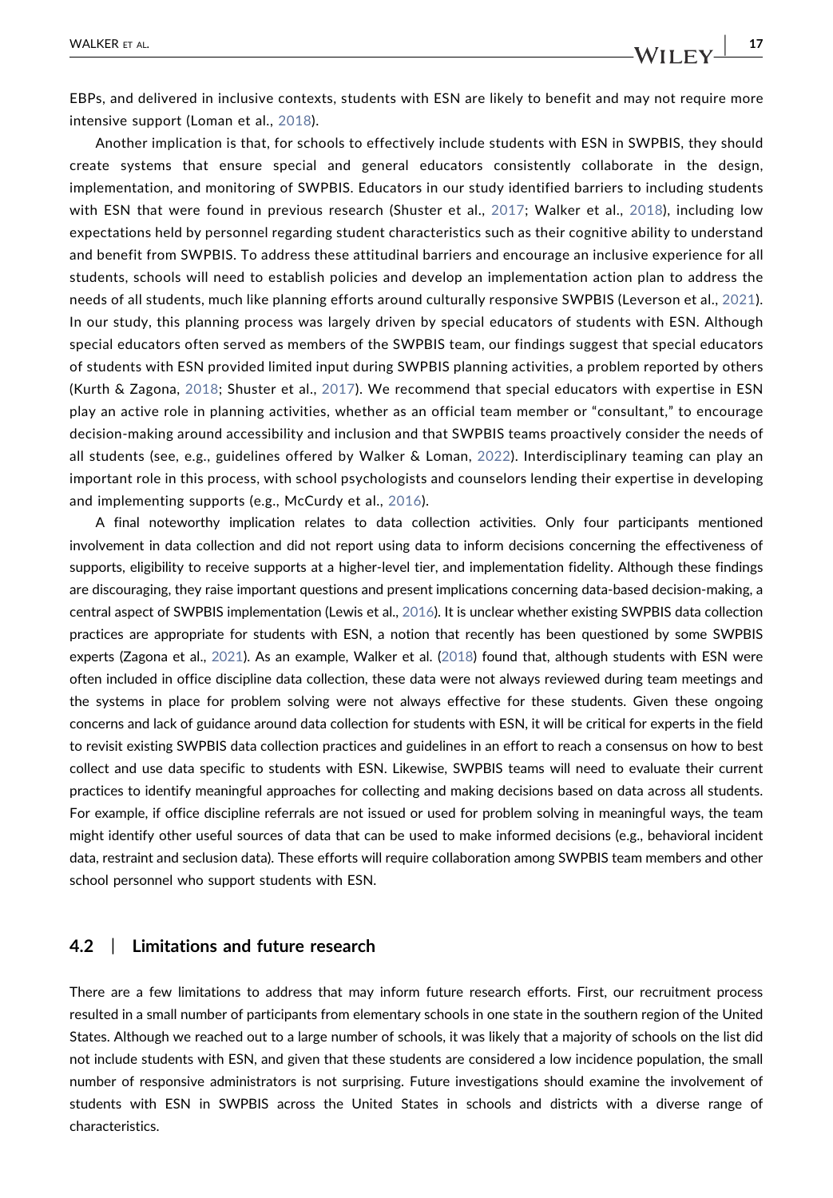EBPs, and delivered in inclusive contexts, students with ESN are likely to benefit and may not require more intensive support (Loman et al., 2018).

Another implication is that, for schools to effectively include students with ESN in SWPBIS, they should create systems that ensure special and general educators consistently collaborate in the design, implementation, and monitoring of SWPBIS. Educators in our study identified barriers to including students with ESN that were found in previous research (Shuster et al., 2017; Walker et al., 2018), including low expectations held by personnel regarding student characteristics such as their cognitive ability to understand and benefit from SWPBIS. To address these attitudinal barriers and encourage an inclusive experience for all students, schools will need to establish policies and develop an implementation action plan to address the needs of all students, much like planning efforts around culturally responsive SWPBIS (Leverson et al., 2021). In our study, this planning process was largely driven by special educators of students with ESN. Although special educators often served as members of the SWPBIS team, our findings suggest that special educators of students with ESN provided limited input during SWPBIS planning activities, a problem reported by others (Kurth & Zagona, 2018; Shuster et al., 2017). We recommend that special educators with expertise in ESN play an active role in planning activities, whether as an official team member or "consultant," to encourage decision-making around accessibility and inclusion and that SWPBIS teams proactively consider the needs of all students (see, e.g., guidelines offered by Walker & Loman, 2022). Interdisciplinary teaming can play an important role in this process, with school psychologists and counselors lending their expertise in developing and implementing supports (e.g., McCurdy et al., 2016).

A final noteworthy implication relates to data collection activities. Only four participants mentioned involvement in data collection and did not report using data to inform decisions concerning the effectiveness of supports, eligibility to receive supports at a higher-level tier, and implementation fidelity. Although these findings are discouraging, they raise important questions and present implications concerning data-based decision-making, a central aspect of SWPBIS implementation (Lewis et al., 2016). It is unclear whether existing SWPBIS data collection practices are appropriate for students with ESN, a notion that recently has been questioned by some SWPBIS experts (Zagona et al., 2021). As an example, Walker et al. (2018) found that, although students with ESN were often included in office discipline data collection, these data were not always reviewed during team meetings and the systems in place for problem solving were not always effective for these students. Given these ongoing concerns and lack of guidance around data collection for students with ESN, it will be critical for experts in the field to revisit existing SWPBIS data collection practices and guidelines in an effort to reach a consensus on how to best collect and use data specific to students with ESN. Likewise, SWPBIS teams will need to evaluate their current practices to identify meaningful approaches for collecting and making decisions based on data across all students. For example, if office discipline referrals are not issued or used for problem solving in meaningful ways, the team might identify other useful sources of data that can be used to make informed decisions (e.g., behavioral incident data, restraint and seclusion data). These efforts will require collaboration among SWPBIS team members and other school personnel who support students with ESN.

### 4.2 | Limitations and future research

There are a few limitations to address that may inform future research efforts. First, our recruitment process resulted in a small number of participants from elementary schools in one state in the southern region of the United States. Although we reached out to a large number of schools, it was likely that a majority of schools on the list did not include students with ESN, and given that these students are considered a low incidence population, the small number of responsive administrators is not surprising. Future investigations should examine the involvement of students with ESN in SWPBIS across the United States in schools and districts with a diverse range of characteristics.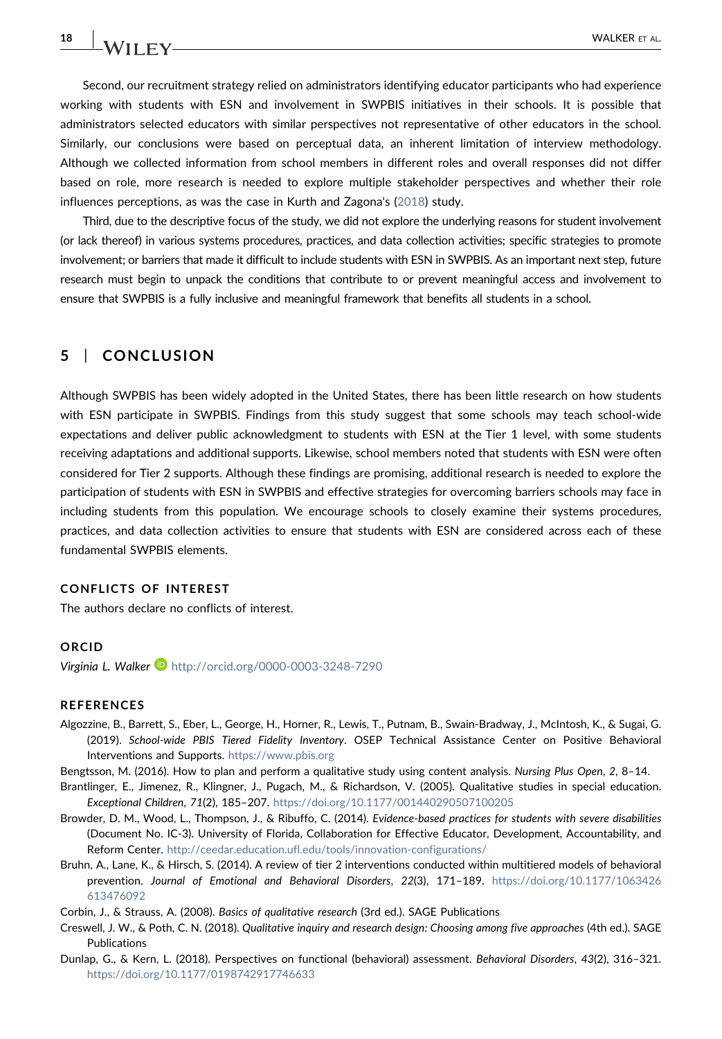Second, our recruitment strategy relied on administrators identifying educator participants who had experience working with students with ESN and involvement in SWPBIS initiatives in their schools. It is possible that administrators selected educators with similar perspectives not representative of other educators in the school. Similarly, our conclusions were based on perceptual data, an inherent limitation of interview methodology. Although we collected information from school members in different roles and overall responses did not differ based on role, more research is needed to explore multiple stakeholder perspectives and whether their role influences perceptions, as was the case in Kurth and Zagona's (2018) study.

Third, due to the descriptive focus of the study, we did not explore the underlying reasons for student involvement (or lack thereof) in various systems procedures, practices, and data collection activities; specific strategies to promote involvement; or barriers that made it difficult to include students with ESN in SWPBIS. As an important next step, future research must begin to unpack the conditions that contribute to or prevent meaningful access and involvement to ensure that SWPBIS is a fully inclusive and meaningful framework that benefits all students in a school.

## 5 | CONCLUSION

Although SWPBIS has been widely adopted in the United States, there has been little research on how students with ESN participate in SWPBIS. Findings from this study suggest that some schools may teach school-wide expectations and deliver public acknowledgment to students with ESN at the Tier 1 level, with some students receiving adaptations and additional supports. Likewise, school members noted that students with ESN were often considered for Tier 2 supports. Although these findings are promising, additional research is needed to explore the participation of students with ESN in SWPBIS and effective strategies for overcoming barriers schools may face in including students from this population. We encourage schools to closely examine their systems procedures, practices, and data collection activities to ensure that students with ESN are considered across each of these fundamental SWPBIS elements.

### CONFLICTS OF INTEREST

The authors declare no conflicts of interest.

### ORCID

*Virginia L. Walker* http://orcid.org/0000-0003-3248-7290

### REFERENCES

Algozzine, B., Barrett, S., Eber, L., George, H., Horner, R., Lewis, T., Putnam, B., Swain-Bradway, J., McIntosh, K., & Sugai, G. (2019). *School-wide PBIS Tiered Fidelity Inventory*. OSEP Technical Assistance Center on Positive Behavioral Interventions and Supports. https://www.pbis.org

Bengtsson, M. (2016). How to plan and perform a qualitative study using content analysis. *Nursing Plus Open*, *2*, 8–14.

Brantlinger, E., Jimenez, R., Klingner, J., Pugach, M., & Richardson, V. (2005). Qualitative studies in special education. *Exceptional Children*, *71*(2), 185–207. https://doi.org/10.1177/001440290507100205

Browder, D. M., Wood, L., Thompson, J., & Ribuffo, C. (2014). *Evidence-based practices for students with severe disabilities* (Document No. IC-3). University of Florida, Collaboration for Effective Educator, Development, Accountability, and Reform Center. http://ceedar.education.ufl.edu/tools/innovation-configurations/

Bruhn, A., Lane, K., & Hirsch, S. (2014). A review of tier 2 interventions conducted within multitiered models of behavioral prevention. *Journal of Emotional and Behavioral Disorders*, *22*(3), 171–189. https://doi.org/10.1177/1063426613476092

Corbin, J., & Strauss, A. (2008). *Basics of qualitative research* (3rd ed.). SAGE Publications

Creswell, J. W., & Poth, C. N. (2018). *Qualitative inquiry and research design: Choosing among five approaches* (4th ed.). SAGE Publications

Dunlap, G., & Kern, L. (2018). Perspectives on functional (behavioral) assessment. *Behavioral Disorders*, *43*(2), 316–321. https://doi.org/10.1177/0198742917746633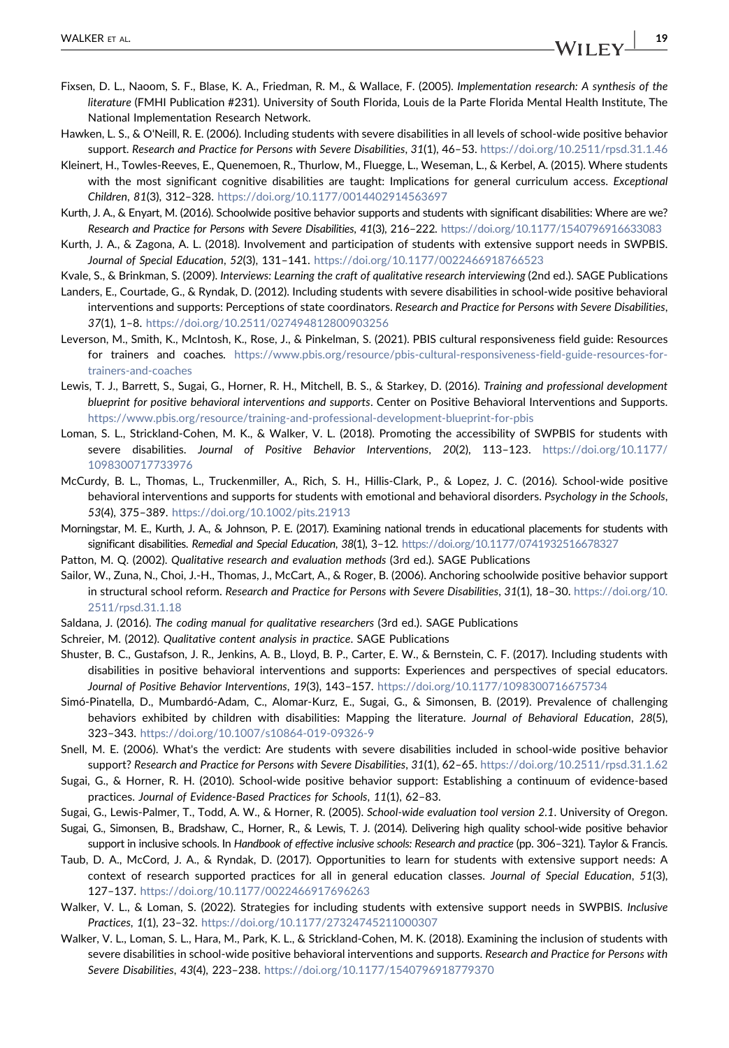Fixsen, D. L., Naoom, S. F., Blase, K. A., Friedman, R. M., & Wallace, F. (2005). *Implementation research: A synthesis of the literature* (FMHI Publication #231). University of South Florida, Louis de la Parte Florida Mental Health Institute, The National Implementation Research Network.

Hawken, L. S., & O'Neill, R. E. (2006). Including students with severe disabilities in all levels of school-wide positive behavior support. *Research and Practice for Persons with Severe Disabilities*, *31*(1), 46–53. https://doi.org/10.2511/rpsd.31.1.46

Kleinert, H., Towles-Reeves, E., Quenemoen, R., Thurlow, M., Fluegge, L., Weseman, L., & Kerbel, A. (2015). Where students with the most significant cognitive disabilities are taught: Implications for general curriculum access. *Exceptional Children*, *81*(3), 312–328. https://doi.org/10.1177/0014402914563697

Kurth, J. A., & Enyart, M. (2016). Schoolwide positive behavior supports and students with significant disabilities: Where are we? *Research and Practice for Persons with Severe Disabilities*, *41*(3), 216–222. https://doi.org/10.1177/1540796916633083

Kurth, J. A., & Zagona, A. L. (2018). Involvement and participation of students with extensive support needs in SWPBIS. *Journal of Special Education*, *52*(3), 131–141. https://doi.org/10.1177/0022466918766523

Kvale, S., & Brinkman, S. (2009). *Interviews: Learning the craft of qualitative research interviewing* (2nd ed.). SAGE Publications

Landers, E., Courtade, G., & Ryndak, D. (2012). Including students with severe disabilities in school-wide positive behavioral interventions and supports: Perceptions of state coordinators. *Research and Practice for Persons with Severe Disabilities*, *37*(1), 1–8. https://doi.org/10.2511/027494812800903256

Leverson, M., Smith, K., McIntosh, K., Rose, J., & Pinkelman, S. (2021). PBIS cultural responsiveness field guide: Resources for trainers and coaches. https://www.pbis.org/resource/pbis-cultural-responsiveness-field-guide-resources-for-trainers-and-coaches

Lewis, T. J., Barrett, S., Sugai, G., Horner, R. H., Mitchell, B. S., & Starkey, D. (2016). *Training and professional development blueprint for positive behavioral interventions and supports*. Center on Positive Behavioral Interventions and Supports. https://www.pbis.org/resource/training-and-professional-development-blueprint-for-pbis

Loman, S. L., Strickland-Cohen, M. K., & Walker, V. L. (2018). Promoting the accessibility of SWPBIS for students with severe disabilities. *Journal of Positive Behavior Interventions*, *20*(2), 113–123. https://doi.org/10.1177/1098300717733976

McCurdy, B. L., Thomas, L., Truckenmiller, A., Rich, S. H., Hillis-Clark, P., & Lopez, J. C. (2016). School-wide positive behavioral interventions and supports for students with emotional and behavioral disorders. *Psychology in the Schools*, *53*(4), 375–389. https://doi.org/10.1002/pits.21913

Morningstar, M. E., Kurth, J. A., & Johnson, P. E. (2017). Examining national trends in educational placements for students with significant disabilities. *Remedial and Special Education*, *38*(1), 3–12. https://doi.org/10.1177/0741932516678327

Patton, M. Q. (2002). *Qualitative research and evaluation methods* (3rd ed.). SAGE Publications

Sailor, W., Zuna, N., Choi, J.-H., Thomas, J., McCart, A., & Roger, B. (2006). Anchoring schoolwide positive behavior support in structural school reform. *Research and Practice for Persons with Severe Disabilities*, *31*(1), 18–30. https://doi.org/10.2511/rpsd.31.1.18

Saldana, J. (2016). *The coding manual for qualitative researchers* (3rd ed.). SAGE Publications

Schreier, M. (2012). *Qualitative content analysis in practice*. SAGE Publications

Shuster, B. C., Gustafson, J. R., Jenkins, A. B., Lloyd, B. P., Carter, E. W., & Bernstein, C. F. (2017). Including students with disabilities in positive behavioral interventions and supports: Experiences and perspectives of special educators. *Journal of Positive Behavior Interventions*, *19*(3), 143–157. https://doi.org/10.1177/1098300716675734

Simó-Pinatella, D., Mumbardó-Adam, C., Alomar-Kurz, E., Sugai, G., & Simonsen, B. (2019). Prevalence of challenging behaviors exhibited by children with disabilities: Mapping the literature. *Journal of Behavioral Education*, *28*(5), 323–343. https://doi.org/10.1007/s10864-019-09326-9

Snell, M. E. (2006). What's the verdict: Are students with severe disabilities included in school-wide positive behavior support? *Research and Practice for Persons with Severe Disabilities*, *31*(1), 62–65. https://doi.org/10.2511/rpsd.31.1.62

Sugai, G., & Horner, R. H. (2010). School-wide positive behavior support: Establishing a continuum of evidence-based practices. *Journal of Evidence-Based Practices for Schools*, *11*(1), 62–83.

Sugai, G., Lewis-Palmer, T., Todd, A. W., & Horner, R. (2005). *School-wide evaluation tool version 2.1*. University of Oregon.

Sugai, G., Simonsen, B., Bradshaw, C., Horner, R., & Lewis, T. J. (2014). Delivering high quality school-wide positive behavior support in inclusive schools. In *Handbook of effective inclusive schools: Research and practice* (pp. 306–321). Taylor & Francis.

Taub, D. A., McCord, J. A., & Ryndak, D. (2017). Opportunities to learn for students with extensive support needs: A context of research supported practices for all in general education classes. *Journal of Special Education*, *51*(3), 127–137. https://doi.org/10.1177/0022466917696263

Walker, V. L., & Loman, S. (2022). Strategies for including students with extensive support needs in SWPBIS. *Inclusive Practices*, *1*(1), 23–32. https://doi.org/10.1177/27324745211000307

Walker, V. L., Loman, S. L., Hara, M., Park, K. L., & Strickland-Cohen, M. K. (2018). Examining the inclusion of students with severe disabilities in school-wide positive behavioral interventions and supports. *Research and Practice for Persons with Severe Disabilities*, *43*(4), 223–238. https://doi.org/10.1177/1540796918779370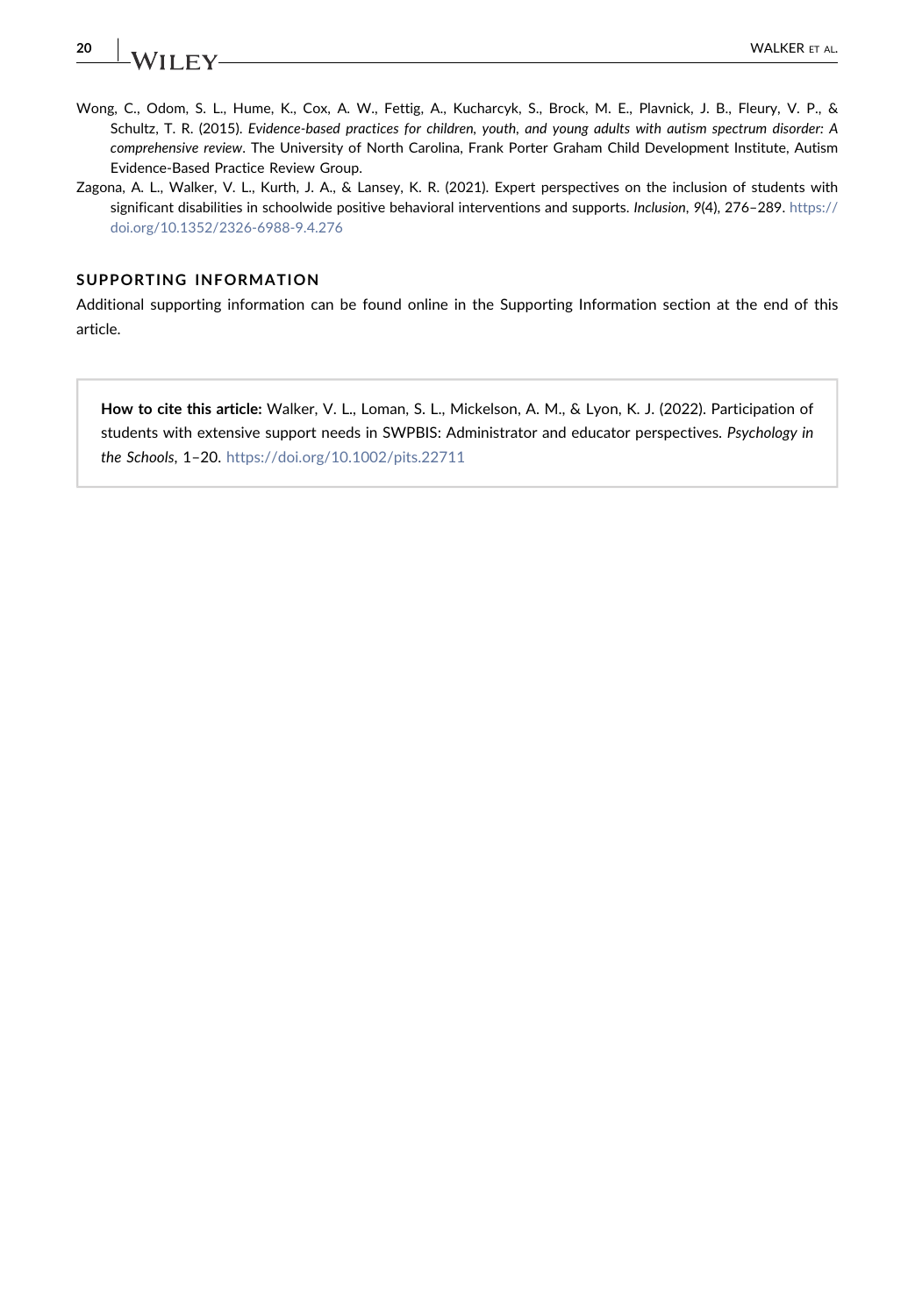Wong, C., Odom, S. L., Hume, K., Cox, A. W., Fettig, A., Kucharcyk, S., Brock, M. E., Plavnick, J. B., Fleury, V. P., & Schultz, T. R. (2015). *Evidence-based practices for children, youth, and young adults with autism spectrum disorder: A comprehensive review*. The University of North Carolina, Frank Porter Graham Child Development Institute, Autism Evidence-Based Practice Review Group.

Zagona, A. L., Walker, V. L., Kurth, J. A., & Lansey, K. R. (2021). Expert perspectives on the inclusion of students with significant disabilities in schoolwide positive behavioral interventions and supports. *Inclusion*, *9*(4), 276–289. https://doi.org/10.1352/2326-6988-9.4.276

## SUPPORTING INFORMATION

Additional supporting information can be found online in the Supporting Information section at the end of this article.

**How to cite this article:** Walker, V. L., Loman, S. L., Mickelson, A. M., & Lyon, K. J. (2022). Participation of students with extensive support needs in SWPBIS: Administrator and educator perspectives. *Psychology in the Schools*, 1–20. https://doi.org/10.1002/pits.22711